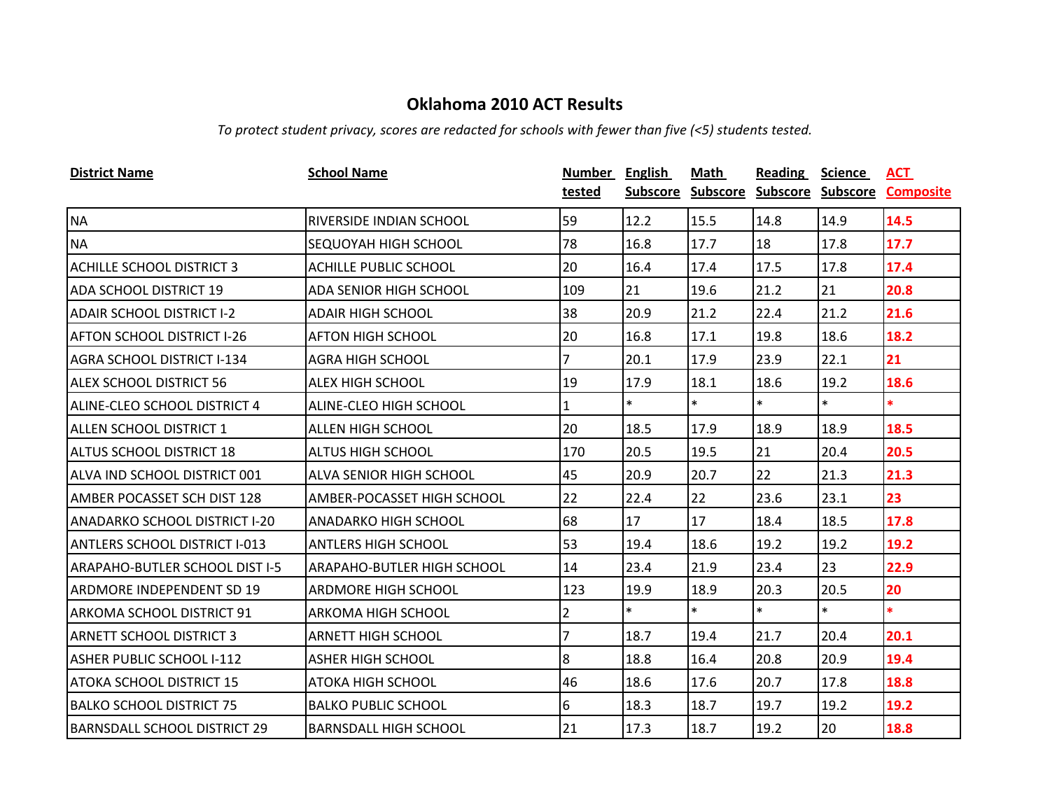# Oklahoma 2010 ACT Results

*To protect student privacy, scores are redacted for schools with fewer than five (<5) students tested.*

| District Name | School Name | Number tested | English Subscore | Math Subscore | Reading Subscore | Science Subscore | ACT Composite |
|---|---|---|---|---|---|---|---|
| NA | RIVERSIDE INDIAN SCHOOL | 59 | 12.2 | 15.5 | 14.8 | 14.9 | **14.5** |
| NA | SEQUOYAH HIGH SCHOOL | 78 | 16.8 | 17.7 | 18 | 17.8 | **17.7** |
| ACHILLE SCHOOL DISTRICT 3 | ACHILLE PUBLIC SCHOOL | 20 | 16.4 | 17.4 | 17.5 | 17.8 | **17.4** |
| ADA SCHOOL DISTRICT 19 | ADA SENIOR HIGH SCHOOL | 109 | 21 | 19.6 | 21.2 | 21 | **20.8** |
| ADAIR SCHOOL DISTRICT I-2 | ADAIR HIGH SCHOOL | 38 | 20.9 | 21.2 | 22.4 | 21.2 | **21.6** |
| AFTON SCHOOL DISTRICT I-26 | AFTON HIGH SCHOOL | 20 | 16.8 | 17.1 | 19.8 | 18.6 | **18.2** |
| AGRA SCHOOL DISTRICT I-134 | AGRA HIGH SCHOOL | 7 | 20.1 | 17.9 | 23.9 | 22.1 | **21** |
| ALEX SCHOOL DISTRICT 56 | ALEX HIGH SCHOOL | 19 | 17.9 | 18.1 | 18.6 | 19.2 | **18.6** |
| ALINE-CLEO SCHOOL DISTRICT 4 | ALINE-CLEO HIGH SCHOOL | 1 | * | * | * | * | **\*** |
| ALLEN SCHOOL DISTRICT 1 | ALLEN HIGH SCHOOL | 20 | 18.5 | 17.9 | 18.9 | 18.9 | **18.5** |
| ALTUS SCHOOL DISTRICT 18 | ALTUS HIGH SCHOOL | 170 | 20.5 | 19.5 | 21 | 20.4 | **20.5** |
| ALVA IND SCHOOL DISTRICT 001 | ALVA SENIOR HIGH SCHOOL | 45 | 20.9 | 20.7 | 22 | 21.3 | **21.3** |
| AMBER POCASSET SCH DIST 128 | AMBER-POCASSET HIGH SCHOOL | 22 | 22.4 | 22 | 23.6 | 23.1 | **23** |
| ANADARKO SCHOOL DISTRICT I-20 | ANADARKO HIGH SCHOOL | 68 | 17 | 17 | 18.4 | 18.5 | **17.8** |
| ANTLERS SCHOOL DISTRICT I-013 | ANTLERS HIGH SCHOOL | 53 | 19.4 | 18.6 | 19.2 | 19.2 | **19.2** |
| ARAPAHO-BUTLER SCHOOL DIST I-5 | ARAPAHO-BUTLER HIGH SCHOOL | 14 | 23.4 | 21.9 | 23.4 | 23 | **22.9** |
| ARDMORE INDEPENDENT SD 19 | ARDMORE HIGH SCHOOL | 123 | 19.9 | 18.9 | 20.3 | 20.5 | **20** |
| ARKOMA SCHOOL DISTRICT 91 | ARKOMA HIGH SCHOOL | 2 | * | * | * | * | **\*** |
| ARNETT SCHOOL DISTRICT 3 | ARNETT HIGH SCHOOL | 7 | 18.7 | 19.4 | 21.7 | 20.4 | **20.1** |
| ASHER PUBLIC SCHOOL I-112 | ASHER HIGH SCHOOL | 8 | 18.8 | 16.4 | 20.8 | 20.9 | **19.4** |
| ATOKA SCHOOL DISTRICT 15 | ATOKA HIGH SCHOOL | 46 | 18.6 | 17.6 | 20.7 | 17.8 | **18.8** |
| BALKO SCHOOL DISTRICT 75 | BALKO PUBLIC SCHOOL | 6 | 18.3 | 18.7 | 19.7 | 19.2 | **19.2** |
| BARNSDALL SCHOOL DISTRICT 29 | BARNSDALL HIGH SCHOOL | 21 | 17.3 | 18.7 | 19.2 | 20 | **18.8** |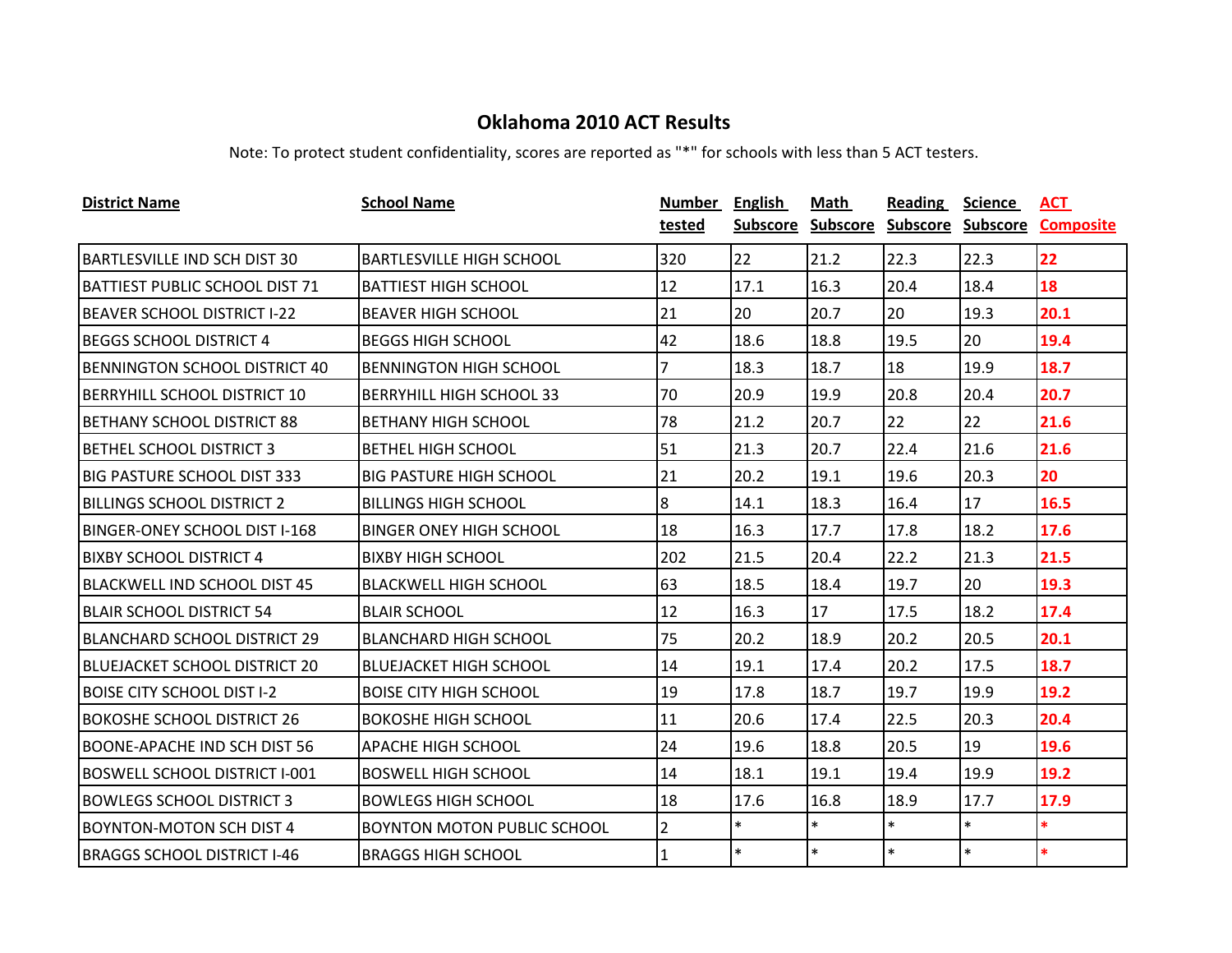# Oklahoma 2010 ACT Results

Note: To protect student confidentiality, scores are reported as "*" for schools with less than 5 ACT testers.

| District Name | School Name | Number tested | English Subscore | Math Subscore | Reading Subscore | Science Subscore | ACT Composite |
|---|---|---|---|---|---|---|---|
| BARTLESVILLE IND SCH DIST 30 | BARTLESVILLE HIGH SCHOOL | 320 | 22 | 21.2 | 22.3 | 22.3 | **22** |
| BATTIEST PUBLIC SCHOOL DIST 71 | BATTIEST HIGH SCHOOL | 12 | 17.1 | 16.3 | 20.4 | 18.4 | **18** |
| BEAVER SCHOOL DISTRICT I-22 | BEAVER HIGH SCHOOL | 21 | 20 | 20.7 | 20 | 19.3 | **20.1** |
| BEGGS SCHOOL DISTRICT 4 | BEGGS HIGH SCHOOL | 42 | 18.6 | 18.8 | 19.5 | 20 | **19.4** |
| BENNINGTON SCHOOL DISTRICT 40 | BENNINGTON HIGH SCHOOL | 7 | 18.3 | 18.7 | 18 | 19.9 | **18.7** |
| BERRYHILL SCHOOL DISTRICT 10 | BERRYHILL HIGH SCHOOL 33 | 70 | 20.9 | 19.9 | 20.8 | 20.4 | **20.7** |
| BETHANY SCHOOL DISTRICT 88 | BETHANY HIGH SCHOOL | 78 | 21.2 | 20.7 | 22 | 22 | **21.6** |
| BETHEL SCHOOL DISTRICT 3 | BETHEL HIGH SCHOOL | 51 | 21.3 | 20.7 | 22.4 | 21.6 | **21.6** |
| BIG PASTURE SCHOOL DIST 333 | BIG PASTURE HIGH SCHOOL | 21 | 20.2 | 19.1 | 19.6 | 20.3 | **20** |
| BILLINGS SCHOOL DISTRICT 2 | BILLINGS HIGH SCHOOL | 8 | 14.1 | 18.3 | 16.4 | 17 | **16.5** |
| BINGER-ONEY SCHOOL DIST I-168 | BINGER ONEY HIGH SCHOOL | 18 | 16.3 | 17.7 | 17.8 | 18.2 | **17.6** |
| BIXBY SCHOOL DISTRICT 4 | BIXBY HIGH SCHOOL | 202 | 21.5 | 20.4 | 22.2 | 21.3 | **21.5** |
| BLACKWELL IND SCHOOL DIST 45 | BLACKWELL HIGH SCHOOL | 63 | 18.5 | 18.4 | 19.7 | 20 | **19.3** |
| BLAIR SCHOOL DISTRICT 54 | BLAIR SCHOOL | 12 | 16.3 | 17 | 17.5 | 18.2 | **17.4** |
| BLANCHARD SCHOOL DISTRICT 29 | BLANCHARD HIGH SCHOOL | 75 | 20.2 | 18.9 | 20.2 | 20.5 | **20.1** |
| BLUEJACKET SCHOOL DISTRICT 20 | BLUEJACKET HIGH SCHOOL | 14 | 19.1 | 17.4 | 20.2 | 17.5 | **18.7** |
| BOISE CITY SCHOOL DIST I-2 | BOISE CITY HIGH SCHOOL | 19 | 17.8 | 18.7 | 19.7 | 19.9 | **19.2** |
| BOKOSHE SCHOOL DISTRICT 26 | BOKOSHE HIGH SCHOOL | 11 | 20.6 | 17.4 | 22.5 | 20.3 | **20.4** |
| BOONE-APACHE IND SCH DIST 56 | APACHE HIGH SCHOOL | 24 | 19.6 | 18.8 | 20.5 | 19 | **19.6** |
| BOSWELL SCHOOL DISTRICT I-001 | BOSWELL HIGH SCHOOL | 14 | 18.1 | 19.1 | 19.4 | 19.9 | **19.2** |
| BOWLEGS SCHOOL DISTRICT 3 | BOWLEGS HIGH SCHOOL | 18 | 17.6 | 16.8 | 18.9 | 17.7 | **17.9** |
| BOYNTON-MOTON SCH DIST 4 | BOYNTON MOTON PUBLIC SCHOOL | 2 | * | * | * | * | **\*** |
| BRAGGS SCHOOL DISTRICT I-46 | BRAGGS HIGH SCHOOL | 1 | * | * | * | * | **\*** |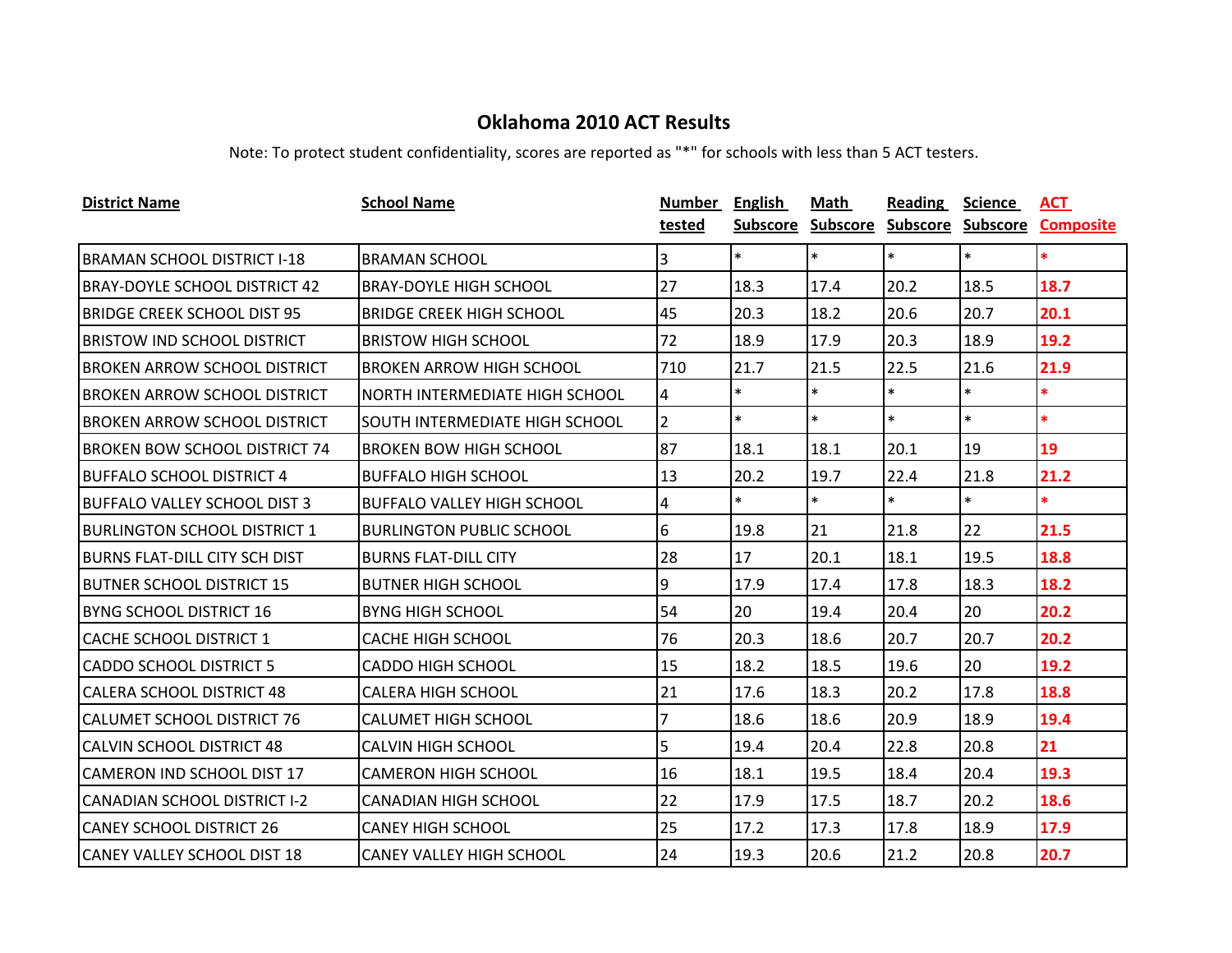# Oklahoma 2010 ACT Results

Note: To protect student confidentiality, scores are reported as "*" for schools with less than 5 ACT testers.

| District Name | School Name | Number tested | English Subscore | Math Subscore | Reading Subscore | Science Subscore | ACT Composite |
|---|---|---|---|---|---|---|---|
| BRAMAN SCHOOL DISTRICT I-18 | BRAMAN SCHOOL | 3 | * | * | * | * | * |
| BRAY-DOYLE SCHOOL DISTRICT 42 | BRAY-DOYLE HIGH SCHOOL | 27 | 18.3 | 17.4 | 20.2 | 18.5 | 18.7 |
| BRIDGE CREEK SCHOOL DIST 95 | BRIDGE CREEK HIGH SCHOOL | 45 | 20.3 | 18.2 | 20.6 | 20.7 | 20.1 |
| BRISTOW IND SCHOOL DISTRICT | BRISTOW HIGH SCHOOL | 72 | 18.9 | 17.9 | 20.3 | 18.9 | 19.2 |
| BROKEN ARROW SCHOOL DISTRICT | BROKEN ARROW HIGH SCHOOL | 710 | 21.7 | 21.5 | 22.5 | 21.6 | 21.9 |
| BROKEN ARROW SCHOOL DISTRICT | NORTH INTERMEDIATE HIGH SCHOOL | 4 | * | * | * | * | * |
| BROKEN ARROW SCHOOL DISTRICT | SOUTH INTERMEDIATE HIGH SCHOOL | 2 | * | * | * | * | * |
| BROKEN BOW SCHOOL DISTRICT 74 | BROKEN BOW HIGH SCHOOL | 87 | 18.1 | 18.1 | 20.1 | 19 | 19 |
| BUFFALO SCHOOL DISTRICT 4 | BUFFALO HIGH SCHOOL | 13 | 20.2 | 19.7 | 22.4 | 21.8 | 21.2 |
| BUFFALO VALLEY SCHOOL DIST 3 | BUFFALO VALLEY HIGH SCHOOL | 4 | * | * | * | * | * |
| BURLINGTON SCHOOL DISTRICT 1 | BURLINGTON PUBLIC SCHOOL | 6 | 19.8 | 21 | 21.8 | 22 | 21.5 |
| BURNS FLAT-DILL CITY SCH DIST | BURNS FLAT-DILL CITY | 28 | 17 | 20.1 | 18.1 | 19.5 | 18.8 |
| BUTNER SCHOOL DISTRICT 15 | BUTNER HIGH SCHOOL | 9 | 17.9 | 17.4 | 17.8 | 18.3 | 18.2 |
| BYNG SCHOOL DISTRICT 16 | BYNG HIGH SCHOOL | 54 | 20 | 19.4 | 20.4 | 20 | 20.2 |
| CACHE SCHOOL DISTRICT 1 | CACHE HIGH SCHOOL | 76 | 20.3 | 18.6 | 20.7 | 20.7 | 20.2 |
| CADDO SCHOOL DISTRICT 5 | CADDO HIGH SCHOOL | 15 | 18.2 | 18.5 | 19.6 | 20 | 19.2 |
| CALERA SCHOOL DISTRICT 48 | CALERA HIGH SCHOOL | 21 | 17.6 | 18.3 | 20.2 | 17.8 | 18.8 |
| CALUMET SCHOOL DISTRICT 76 | CALUMET HIGH SCHOOL | 7 | 18.6 | 18.6 | 20.9 | 18.9 | 19.4 |
| CALVIN SCHOOL DISTRICT 48 | CALVIN HIGH SCHOOL | 5 | 19.4 | 20.4 | 22.8 | 20.8 | 21 |
| CAMERON IND SCHOOL DIST 17 | CAMERON HIGH SCHOOL | 16 | 18.1 | 19.5 | 18.4 | 20.4 | 19.3 |
| CANADIAN SCHOOL DISTRICT I-2 | CANADIAN HIGH SCHOOL | 22 | 17.9 | 17.5 | 18.7 | 20.2 | 18.6 |
| CANEY SCHOOL DISTRICT 26 | CANEY HIGH SCHOOL | 25 | 17.2 | 17.3 | 17.8 | 18.9 | 17.9 |
| CANEY VALLEY SCHOOL DIST 18 | CANEY VALLEY HIGH SCHOOL | 24 | 19.3 | 20.6 | 21.2 | 20.8 | 20.7 |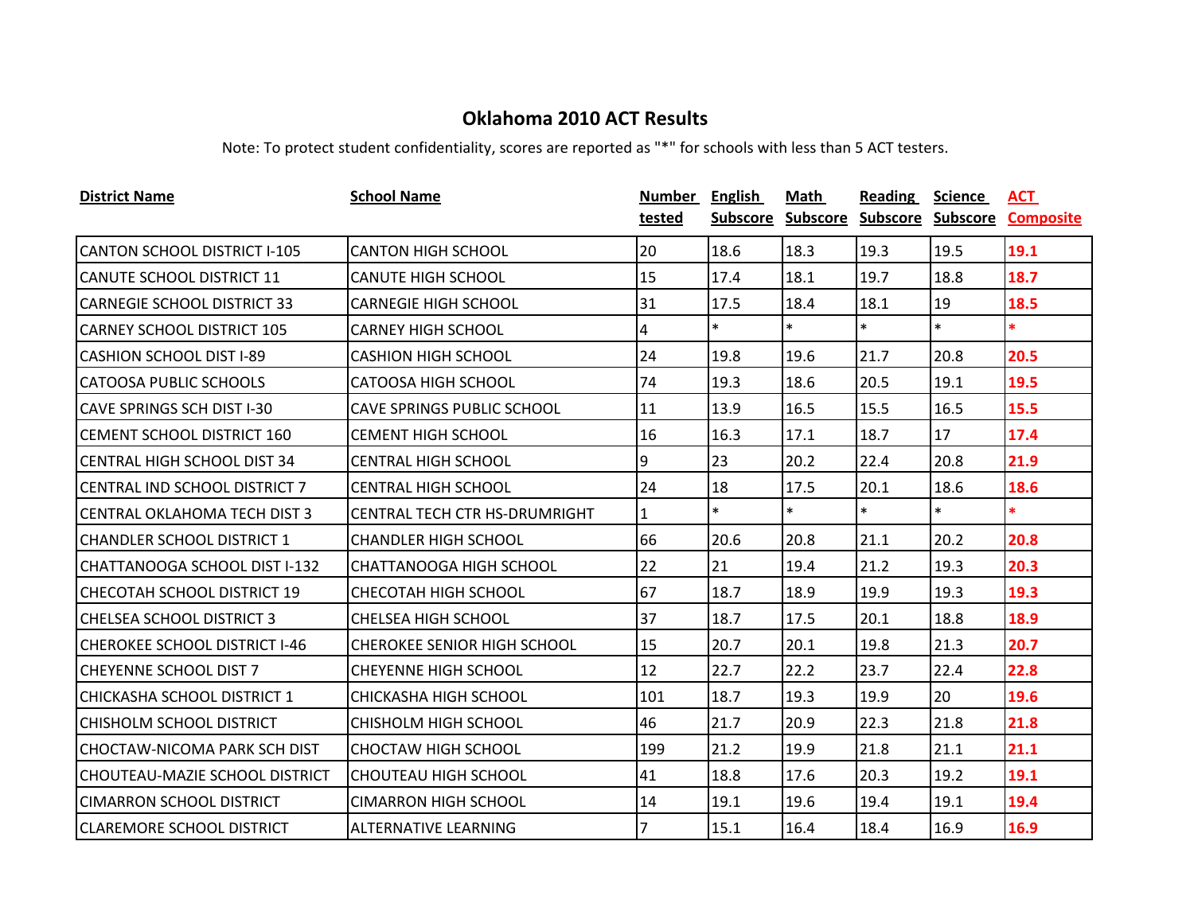# Oklahoma 2010 ACT Results

Note: To protect student confidentiality, scores are reported as "*" for schools with less than 5 ACT testers.

| District Name | School Name | Number tested | English Subscore | Math Subscore | Reading Subscore | Science Subscore | ACT Composite |
|---|---|---|---|---|---|---|---|
| CANTON SCHOOL DISTRICT I-105 | CANTON HIGH SCHOOL | 20 | 18.6 | 18.3 | 19.3 | 19.5 | **19.1** |
| CANUTE SCHOOL DISTRICT 11 | CANUTE HIGH SCHOOL | 15 | 17.4 | 18.1 | 19.7 | 18.8 | **18.7** |
| CARNEGIE SCHOOL DISTRICT 33 | CARNEGIE HIGH SCHOOL | 31 | 17.5 | 18.4 | 18.1 | 19 | **18.5** |
| CARNEY SCHOOL DISTRICT 105 | CARNEY HIGH SCHOOL | 4 | * | * | * | * | * |
| CASHION SCHOOL DIST I-89 | CASHION HIGH SCHOOL | 24 | 19.8 | 19.6 | 21.7 | 20.8 | **20.5** |
| CATOOSA PUBLIC SCHOOLS | CATOOSA HIGH SCHOOL | 74 | 19.3 | 18.6 | 20.5 | 19.1 | **19.5** |
| CAVE SPRINGS SCH DIST I-30 | CAVE SPRINGS PUBLIC SCHOOL | 11 | 13.9 | 16.5 | 15.5 | 16.5 | **15.5** |
| CEMENT SCHOOL DISTRICT 160 | CEMENT HIGH SCHOOL | 16 | 16.3 | 17.1 | 18.7 | 17 | **17.4** |
| CENTRAL HIGH SCHOOL DIST 34 | CENTRAL HIGH SCHOOL | 9 | 23 | 20.2 | 22.4 | 20.8 | **21.9** |
| CENTRAL IND SCHOOL DISTRICT 7 | CENTRAL HIGH SCHOOL | 24 | 18 | 17.5 | 20.1 | 18.6 | **18.6** |
| CENTRAL OKLAHOMA TECH DIST 3 | CENTRAL TECH CTR HS-DRUMRIGHT | 1 | * | * | * | * | * |
| CHANDLER SCHOOL DISTRICT 1 | CHANDLER HIGH SCHOOL | 66 | 20.6 | 20.8 | 21.1 | 20.2 | **20.8** |
| CHATTANOOGA SCHOOL DIST I-132 | CHATTANOOGA HIGH SCHOOL | 22 | 21 | 19.4 | 21.2 | 19.3 | **20.3** |
| CHECOTAH SCHOOL DISTRICT 19 | CHECOTAH HIGH SCHOOL | 67 | 18.7 | 18.9 | 19.9 | 19.3 | **19.3** |
| CHELSEA SCHOOL DISTRICT 3 | CHELSEA HIGH SCHOOL | 37 | 18.7 | 17.5 | 20.1 | 18.8 | **18.9** |
| CHEROKEE SCHOOL DISTRICT I-46 | CHEROKEE SENIOR HIGH SCHOOL | 15 | 20.7 | 20.1 | 19.8 | 21.3 | **20.7** |
| CHEYENNE SCHOOL DIST 7 | CHEYENNE HIGH SCHOOL | 12 | 22.7 | 22.2 | 23.7 | 22.4 | **22.8** |
| CHICKASHA SCHOOL DISTRICT 1 | CHICKASHA HIGH SCHOOL | 101 | 18.7 | 19.3 | 19.9 | 20 | **19.6** |
| CHISHOLM SCHOOL DISTRICT | CHISHOLM HIGH SCHOOL | 46 | 21.7 | 20.9 | 22.3 | 21.8 | **21.8** |
| CHOCTAW-NICOMA PARK SCH DIST | CHOCTAW HIGH SCHOOL | 199 | 21.2 | 19.9 | 21.8 | 21.1 | **21.1** |
| CHOUTEAU-MAZIE SCHOOL DISTRICT | CHOUTEAU HIGH SCHOOL | 41 | 18.8 | 17.6 | 20.3 | 19.2 | **19.1** |
| CIMARRON SCHOOL DISTRICT | CIMARRON HIGH SCHOOL | 14 | 19.1 | 19.6 | 19.4 | 19.1 | **19.4** |
| CLAREMORE SCHOOL DISTRICT | ALTERNATIVE LEARNING | 7 | 15.1 | 16.4 | 18.4 | 16.9 | **16.9** |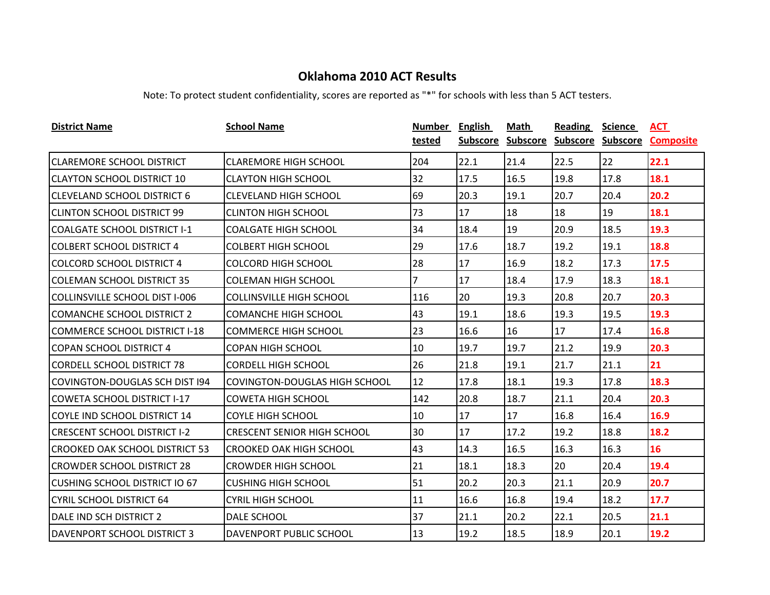## Oklahoma 2010 ACT Results

Note: To protect student confidentiality, scores are reported as "*" for schools with less than 5 ACT testers.

| District Name | School Name | Number tested | English Subscore | Math Subscore | Reading Subscore | Science Subscore | ACT Composite |
|---|---|---|---|---|---|---|---|
| CLAREMORE SCHOOL DISTRICT | CLAREMORE HIGH SCHOOL | 204 | 22.1 | 21.4 | 22.5 | 22 | 22.1 |
| CLAYTON SCHOOL DISTRICT 10 | CLAYTON HIGH SCHOOL | 32 | 17.5 | 16.5 | 19.8 | 17.8 | 18.1 |
| CLEVELAND SCHOOL DISTRICT 6 | CLEVELAND HIGH SCHOOL | 69 | 20.3 | 19.1 | 20.7 | 20.4 | 20.2 |
| CLINTON SCHOOL DISTRICT 99 | CLINTON HIGH SCHOOL | 73 | 17 | 18 | 18 | 19 | 18.1 |
| COALGATE SCHOOL DISTRICT I-1 | COALGATE HIGH SCHOOL | 34 | 18.4 | 19 | 20.9 | 18.5 | 19.3 |
| COLBERT SCHOOL DISTRICT 4 | COLBERT HIGH SCHOOL | 29 | 17.6 | 18.7 | 19.2 | 19.1 | 18.8 |
| COLCORD SCHOOL DISTRICT 4 | COLCORD HIGH SCHOOL | 28 | 17 | 16.9 | 18.2 | 17.3 | 17.5 |
| COLEMAN SCHOOL DISTRICT 35 | COLEMAN HIGH SCHOOL | 7 | 17 | 18.4 | 17.9 | 18.3 | 18.1 |
| COLLINSVILLE SCHOOL DIST I-006 | COLLINSVILLE HIGH SCHOOL | 116 | 20 | 19.3 | 20.8 | 20.7 | 20.3 |
| COMANCHE SCHOOL DISTRICT 2 | COMANCHE HIGH SCHOOL | 43 | 19.1 | 18.6 | 19.3 | 19.5 | 19.3 |
| COMMERCE SCHOOL DISTRICT I-18 | COMMERCE HIGH SCHOOL | 23 | 16.6 | 16 | 17 | 17.4 | 16.8 |
| COPAN SCHOOL DISTRICT 4 | COPAN HIGH SCHOOL | 10 | 19.7 | 19.7 | 21.2 | 19.9 | 20.3 |
| CORDELL SCHOOL DISTRICT 78 | CORDELL HIGH SCHOOL | 26 | 21.8 | 19.1 | 21.7 | 21.1 | 21 |
| COVINGTON-DOUGLAS SCH DIST I94 | COVINGTON-DOUGLAS HIGH SCHOOL | 12 | 17.8 | 18.1 | 19.3 | 17.8 | 18.3 |
| COWETA SCHOOL DISTRICT I-17 | COWETA HIGH SCHOOL | 142 | 20.8 | 18.7 | 21.1 | 20.4 | 20.3 |
| COYLE IND SCHOOL DISTRICT 14 | COYLE HIGH SCHOOL | 10 | 17 | 17 | 16.8 | 16.4 | 16.9 |
| CRESCENT SCHOOL DISTRICT I-2 | CRESCENT SENIOR HIGH SCHOOL | 30 | 17 | 17.2 | 19.2 | 18.8 | 18.2 |
| CROOKED OAK SCHOOL DISTRICT 53 | CROOKED OAK HIGH SCHOOL | 43 | 14.3 | 16.5 | 16.3 | 16.3 | 16 |
| CROWDER SCHOOL DISTRICT 28 | CROWDER HIGH SCHOOL | 21 | 18.1 | 18.3 | 20 | 20.4 | 19.4 |
| CUSHING SCHOOL DISTRICT IO 67 | CUSHING HIGH SCHOOL | 51 | 20.2 | 20.3 | 21.1 | 20.9 | 20.7 |
| CYRIL SCHOOL DISTRICT 64 | CYRIL HIGH SCHOOL | 11 | 16.6 | 16.8 | 19.4 | 18.2 | 17.7 |
| DALE IND SCH DISTRICT 2 | DALE SCHOOL | 37 | 21.1 | 20.2 | 22.1 | 20.5 | 21.1 |
| DAVENPORT SCHOOL DISTRICT 3 | DAVENPORT PUBLIC SCHOOL | 13 | 19.2 | 18.5 | 18.9 | 20.1 | 19.2 |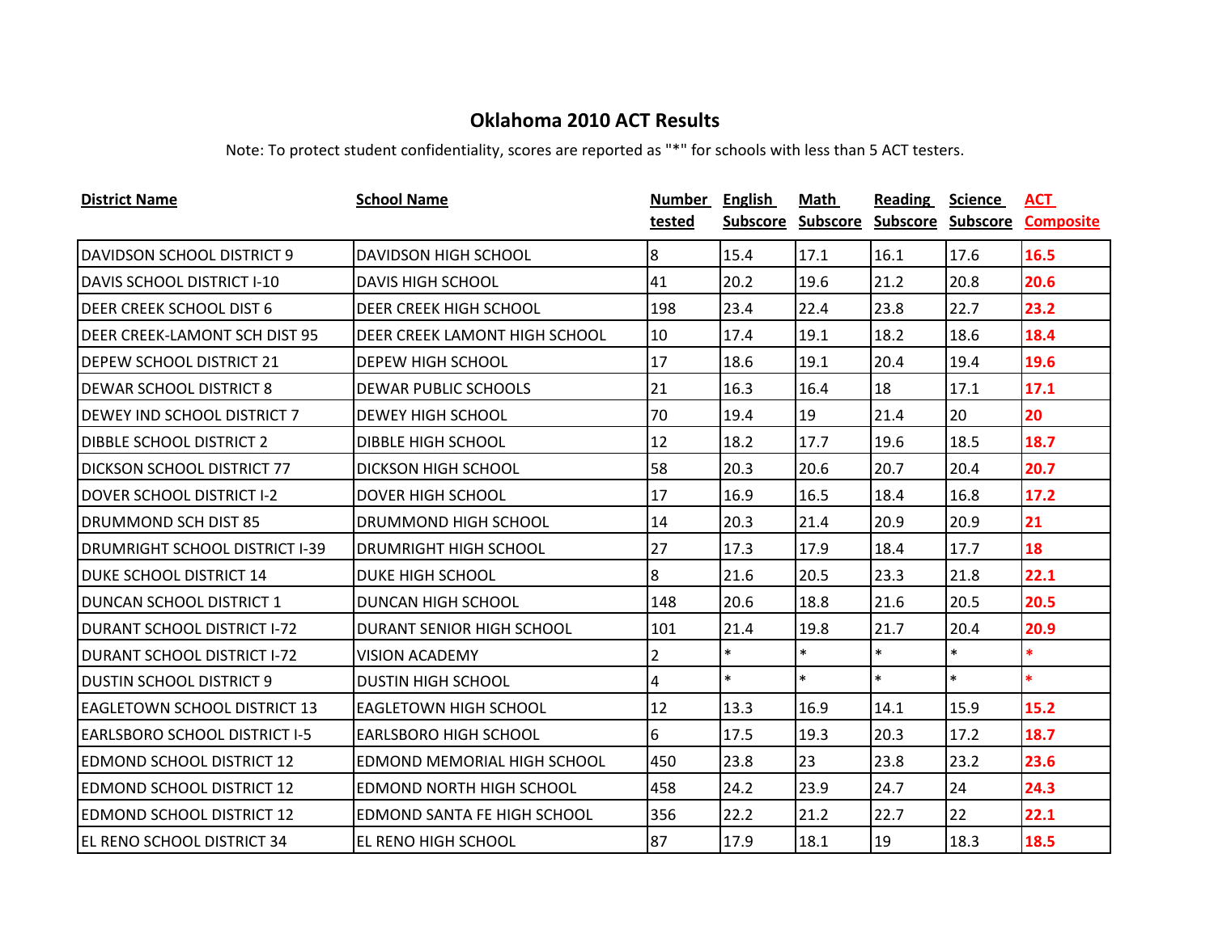## Oklahoma 2010 ACT Results

Note: To protect student confidentiality, scores are reported as "*" for schools with less than 5 ACT testers.

| District Name | School Name | Number tested | English Subscore | Math Subscore | Reading Subscore | Science Subscore | ACT Composite |
|---|---|---|---|---|---|---|---|
| DAVIDSON SCHOOL DISTRICT 9 | DAVIDSON HIGH SCHOOL | 8 | 15.4 | 17.1 | 16.1 | 17.6 | 16.5 |
| DAVIS SCHOOL DISTRICT I-10 | DAVIS HIGH SCHOOL | 41 | 20.2 | 19.6 | 21.2 | 20.8 | 20.6 |
| DEER CREEK SCHOOL DIST 6 | DEER CREEK HIGH SCHOOL | 198 | 23.4 | 22.4 | 23.8 | 22.7 | 23.2 |
| DEER CREEK-LAMONT SCH DIST 95 | DEER CREEK LAMONT HIGH SCHOOL | 10 | 17.4 | 19.1 | 18.2 | 18.6 | 18.4 |
| DEPEW SCHOOL DISTRICT 21 | DEPEW HIGH SCHOOL | 17 | 18.6 | 19.1 | 20.4 | 19.4 | 19.6 |
| DEWAR SCHOOL DISTRICT 8 | DEWAR PUBLIC SCHOOLS | 21 | 16.3 | 16.4 | 18 | 17.1 | 17.1 |
| DEWEY IND SCHOOL DISTRICT 7 | DEWEY HIGH SCHOOL | 70 | 19.4 | 19 | 21.4 | 20 | 20 |
| DIBBLE SCHOOL DISTRICT 2 | DIBBLE HIGH SCHOOL | 12 | 18.2 | 17.7 | 19.6 | 18.5 | 18.7 |
| DICKSON SCHOOL DISTRICT 77 | DICKSON HIGH SCHOOL | 58 | 20.3 | 20.6 | 20.7 | 20.4 | 20.7 |
| DOVER SCHOOL DISTRICT I-2 | DOVER HIGH SCHOOL | 17 | 16.9 | 16.5 | 18.4 | 16.8 | 17.2 |
| DRUMMOND SCH DIST 85 | DRUMMOND HIGH SCHOOL | 14 | 20.3 | 21.4 | 20.9 | 20.9 | 21 |
| DRUMRIGHT SCHOOL DISTRICT I-39 | DRUMRIGHT HIGH SCHOOL | 27 | 17.3 | 17.9 | 18.4 | 17.7 | 18 |
| DUKE SCHOOL DISTRICT 14 | DUKE HIGH SCHOOL | 8 | 21.6 | 20.5 | 23.3 | 21.8 | 22.1 |
| DUNCAN SCHOOL DISTRICT 1 | DUNCAN HIGH SCHOOL | 148 | 20.6 | 18.8 | 21.6 | 20.5 | 20.5 |
| DURANT SCHOOL DISTRICT I-72 | DURANT SENIOR HIGH SCHOOL | 101 | 21.4 | 19.8 | 21.7 | 20.4 | 20.9 |
| DURANT SCHOOL DISTRICT I-72 | VISION ACADEMY | 2 | * | * | * | * | * |
| DUSTIN SCHOOL DISTRICT 9 | DUSTIN HIGH SCHOOL | 4 | * | * | * | * | * |
| EAGLETOWN SCHOOL DISTRICT 13 | EAGLETOWN HIGH SCHOOL | 12 | 13.3 | 16.9 | 14.1 | 15.9 | 15.2 |
| EARLSBORO SCHOOL DISTRICT I-5 | EARLSBORO HIGH SCHOOL | 6 | 17.5 | 19.3 | 20.3 | 17.2 | 18.7 |
| EDMOND SCHOOL DISTRICT 12 | EDMOND MEMORIAL HIGH SCHOOL | 450 | 23.8 | 23 | 23.8 | 23.2 | 23.6 |
| EDMOND SCHOOL DISTRICT 12 | EDMOND NORTH HIGH SCHOOL | 458 | 24.2 | 23.9 | 24.7 | 24 | 24.3 |
| EDMOND SCHOOL DISTRICT 12 | EDMOND SANTA FE HIGH SCHOOL | 356 | 22.2 | 21.2 | 22.7 | 22 | 22.1 |
| EL RENO SCHOOL DISTRICT 34 | EL RENO HIGH SCHOOL | 87 | 17.9 | 18.1 | 19 | 18.3 | 18.5 |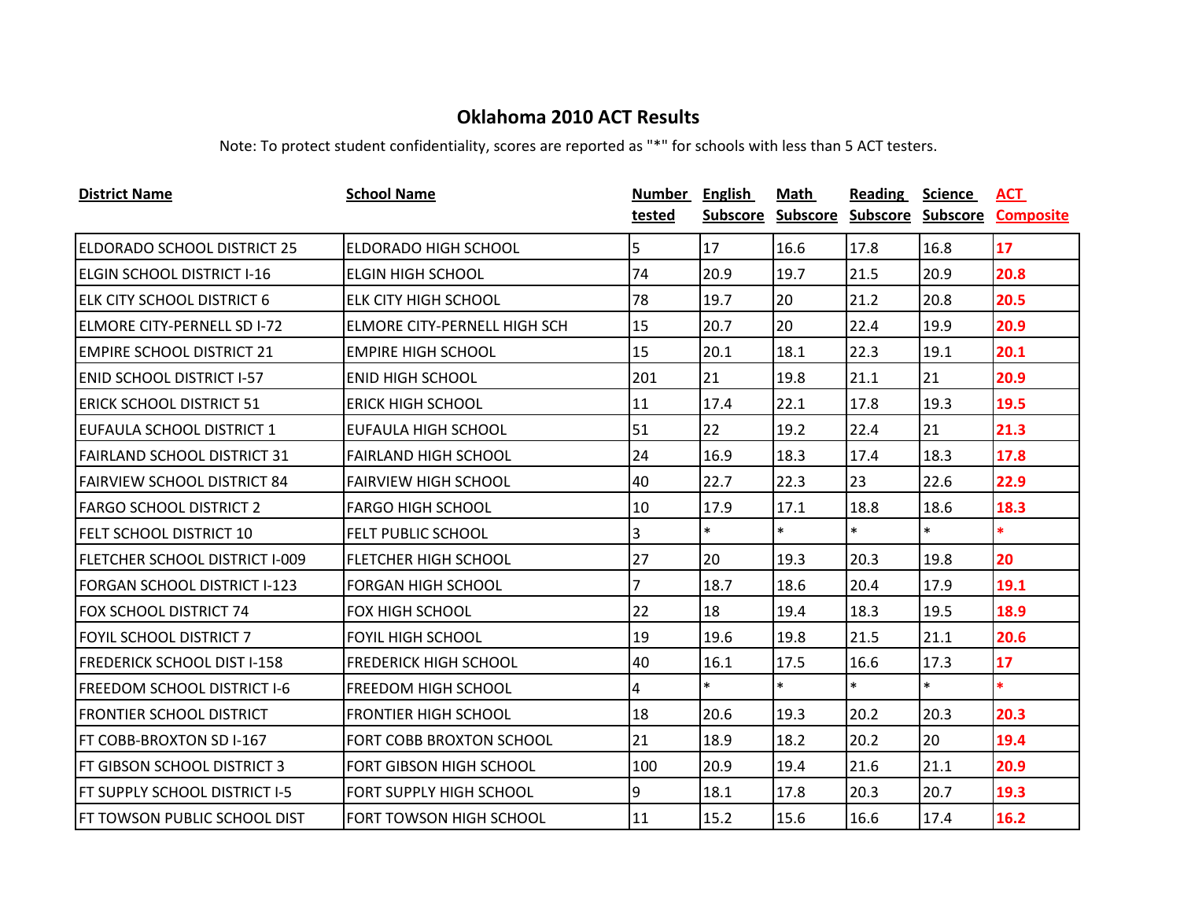# Oklahoma 2010 ACT Results

Note: To protect student confidentiality, scores are reported as "*" for schools with less than 5 ACT testers.

| District Name | School Name | Number tested | English Subscore | Math Subscore | Reading Subscore | Science Subscore | ACT Composite |
|---|---|---|---|---|---|---|---|
| ELDORADO SCHOOL DISTRICT 25 | ELDORADO HIGH SCHOOL | 5 | 17 | 16.6 | 17.8 | 16.8 | 17 |
| ELGIN SCHOOL DISTRICT I-16 | ELGIN HIGH SCHOOL | 74 | 20.9 | 19.7 | 21.5 | 20.9 | 20.8 |
| ELK CITY SCHOOL DISTRICT 6 | ELK CITY HIGH SCHOOL | 78 | 19.7 | 20 | 21.2 | 20.8 | 20.5 |
| ELMORE CITY-PERNELL SD I-72 | ELMORE CITY-PERNELL HIGH SCH | 15 | 20.7 | 20 | 22.4 | 19.9 | 20.9 |
| EMPIRE SCHOOL DISTRICT 21 | EMPIRE HIGH SCHOOL | 15 | 20.1 | 18.1 | 22.3 | 19.1 | 20.1 |
| ENID SCHOOL DISTRICT I-57 | ENID HIGH SCHOOL | 201 | 21 | 19.8 | 21.1 | 21 | 20.9 |
| ERICK SCHOOL DISTRICT 51 | ERICK HIGH SCHOOL | 11 | 17.4 | 22.1 | 17.8 | 19.3 | 19.5 |
| EUFAULA SCHOOL DISTRICT 1 | EUFAULA HIGH SCHOOL | 51 | 22 | 19.2 | 22.4 | 21 | 21.3 |
| FAIRLAND SCHOOL DISTRICT 31 | FAIRLAND HIGH SCHOOL | 24 | 16.9 | 18.3 | 17.4 | 18.3 | 17.8 |
| FAIRVIEW SCHOOL DISTRICT 84 | FAIRVIEW HIGH SCHOOL | 40 | 22.7 | 22.3 | 23 | 22.6 | 22.9 |
| FARGO SCHOOL DISTRICT 2 | FARGO HIGH SCHOOL | 10 | 17.9 | 17.1 | 18.8 | 18.6 | 18.3 |
| FELT SCHOOL DISTRICT 10 | FELT PUBLIC SCHOOL | 3 | * | * | * | * | * |
| FLETCHER SCHOOL DISTRICT I-009 | FLETCHER HIGH SCHOOL | 27 | 20 | 19.3 | 20.3 | 19.8 | 20 |
| FORGAN SCHOOL DISTRICT I-123 | FORGAN HIGH SCHOOL | 7 | 18.7 | 18.6 | 20.4 | 17.9 | 19.1 |
| FOX SCHOOL DISTRICT 74 | FOX HIGH SCHOOL | 22 | 18 | 19.4 | 18.3 | 19.5 | 18.9 |
| FOYIL SCHOOL DISTRICT 7 | FOYIL HIGH SCHOOL | 19 | 19.6 | 19.8 | 21.5 | 21.1 | 20.6 |
| FREDERICK SCHOOL DIST I-158 | FREDERICK HIGH SCHOOL | 40 | 16.1 | 17.5 | 16.6 | 17.3 | 17 |
| FREEDOM SCHOOL DISTRICT I-6 | FREEDOM HIGH SCHOOL | 4 | * | * | * | * | * |
| FRONTIER SCHOOL DISTRICT | FRONTIER HIGH SCHOOL | 18 | 20.6 | 19.3 | 20.2 | 20.3 | 20.3 |
| FT COBB-BROXTON SD I-167 | FORT COBB BROXTON SCHOOL | 21 | 18.9 | 18.2 | 20.2 | 20 | 19.4 |
| FT GIBSON SCHOOL DISTRICT 3 | FORT GIBSON HIGH SCHOOL | 100 | 20.9 | 19.4 | 21.6 | 21.1 | 20.9 |
| FT SUPPLY SCHOOL DISTRICT I-5 | FORT SUPPLY HIGH SCHOOL | 9 | 18.1 | 17.8 | 20.3 | 20.7 | 19.3 |
| FT TOWSON PUBLIC SCHOOL DIST | FORT TOWSON HIGH SCHOOL | 11 | 15.2 | 15.6 | 16.6 | 17.4 | 16.2 |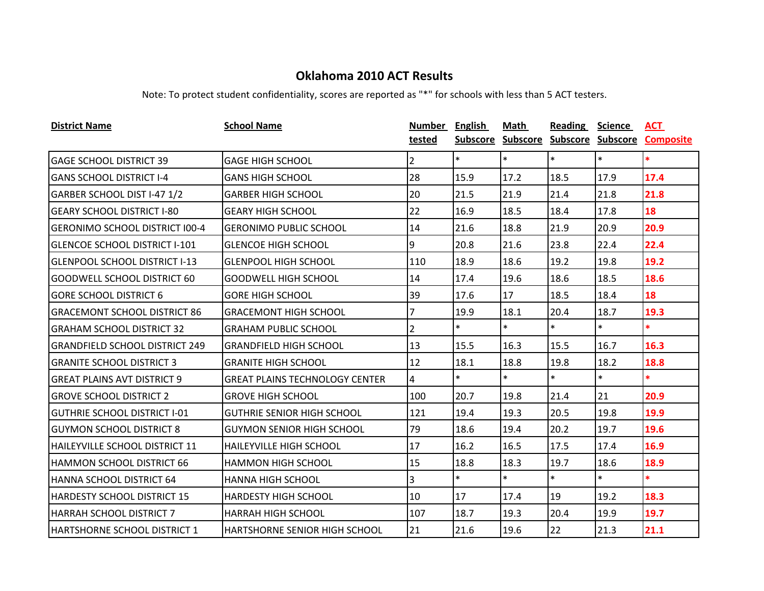# Oklahoma 2010 ACT Results

Note: To protect student confidentiality, scores are reported as "*" for schools with less than 5 ACT testers.

| District Name | School Name | Number tested | English Subscore | Math Subscore | Reading Subscore | Science Subscore | ACT Composite |
|---|---|---|---|---|---|---|---|
| GAGE SCHOOL DISTRICT 39 | GAGE HIGH SCHOOL | 2 | * | * | * | * | * |
| GANS SCHOOL DISTRICT I-4 | GANS HIGH SCHOOL | 28 | 15.9 | 17.2 | 18.5 | 17.9 | 17.4 |
| GARBER SCHOOL DIST I-47 1/2 | GARBER HIGH SCHOOL | 20 | 21.5 | 21.9 | 21.4 | 21.8 | 21.8 |
| GEARY SCHOOL DISTRICT I-80 | GEARY HIGH SCHOOL | 22 | 16.9 | 18.5 | 18.4 | 17.8 | 18 |
| GERONIMO SCHOOL DISTRICT I00-4 | GERONIMO PUBLIC SCHOOL | 14 | 21.6 | 18.8 | 21.9 | 20.9 | 20.9 |
| GLENCOE SCHOOL DISTRICT I-101 | GLENCOE HIGH SCHOOL | 9 | 20.8 | 21.6 | 23.8 | 22.4 | 22.4 |
| GLENPOOL SCHOOL DISTRICT I-13 | GLENPOOL HIGH SCHOOL | 110 | 18.9 | 18.6 | 19.2 | 19.8 | 19.2 |
| GOODWELL SCHOOL DISTRICT 60 | GOODWELL HIGH SCHOOL | 14 | 17.4 | 19.6 | 18.6 | 18.5 | 18.6 |
| GORE SCHOOL DISTRICT 6 | GORE HIGH SCHOOL | 39 | 17.6 | 17 | 18.5 | 18.4 | 18 |
| GRACEMONT SCHOOL DISTRICT 86 | GRACEMONT HIGH SCHOOL | 7 | 19.9 | 18.1 | 20.4 | 18.7 | 19.3 |
| GRAHAM SCHOOL DISTRICT 32 | GRAHAM PUBLIC SCHOOL | 2 | * | * | * | * | * |
| GRANDFIELD SCHOOL DISTRICT 249 | GRANDFIELD HIGH SCHOOL | 13 | 15.5 | 16.3 | 15.5 | 16.7 | 16.3 |
| GRANITE SCHOOL DISTRICT 3 | GRANITE HIGH SCHOOL | 12 | 18.1 | 18.8 | 19.8 | 18.2 | 18.8 |
| GREAT PLAINS AVT DISTRICT 9 | GREAT PLAINS TECHNOLOGY CENTER | 4 | * | * | * | * | * |
| GROVE SCHOOL DISTRICT 2 | GROVE HIGH SCHOOL | 100 | 20.7 | 19.8 | 21.4 | 21 | 20.9 |
| GUTHRIE SCHOOL DISTRICT I-01 | GUTHRIE SENIOR HIGH SCHOOL | 121 | 19.4 | 19.3 | 20.5 | 19.8 | 19.9 |
| GUYMON SCHOOL DISTRICT 8 | GUYMON SENIOR HIGH SCHOOL | 79 | 18.6 | 19.4 | 20.2 | 19.7 | 19.6 |
| HAILEYVILLE SCHOOL DISTRICT 11 | HAILEYVILLE HIGH SCHOOL | 17 | 16.2 | 16.5 | 17.5 | 17.4 | 16.9 |
| HAMMON SCHOOL DISTRICT 66 | HAMMON HIGH SCHOOL | 15 | 18.8 | 18.3 | 19.7 | 18.6 | 18.9 |
| HANNA SCHOOL DISTRICT 64 | HANNA HIGH SCHOOL | 3 | * | * | * | * | * |
| HARDESTY SCHOOL DISTRICT 15 | HARDESTY HIGH SCHOOL | 10 | 17 | 17.4 | 19 | 19.2 | 18.3 |
| HARRAH SCHOOL DISTRICT 7 | HARRAH HIGH SCHOOL | 107 | 18.7 | 19.3 | 20.4 | 19.9 | 19.7 |
| HARTSHORNE SCHOOL DISTRICT 1 | HARTSHORNE SENIOR HIGH SCHOOL | 21 | 21.6 | 19.6 | 22 | 21.3 | 21.1 |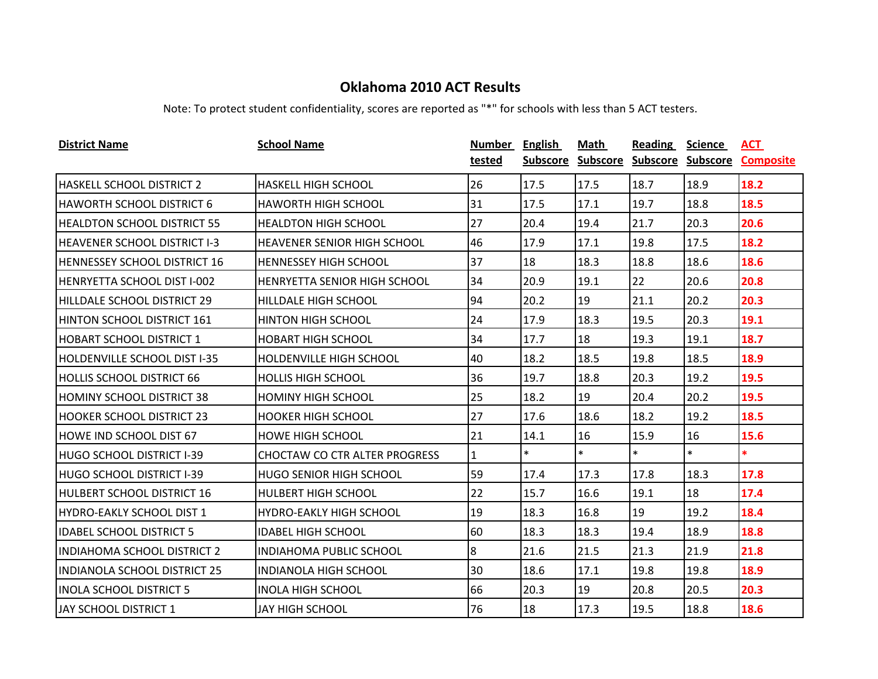# Oklahoma 2010 ACT Results

Note: To protect student confidentiality, scores are reported as "*" for schools with less than 5 ACT testers.

| District Name | School Name | Number tested | English Subscore | Math Subscore | Reading Subscore | Science Subscore | ACT Composite |
|---|---|---|---|---|---|---|---|
| HASKELL SCHOOL DISTRICT 2 | HASKELL HIGH SCHOOL | 26 | 17.5 | 17.5 | 18.7 | 18.9 | **18.2** |
| HAWORTH SCHOOL DISTRICT 6 | HAWORTH HIGH SCHOOL | 31 | 17.5 | 17.1 | 19.7 | 18.8 | **18.5** |
| HEALDTON SCHOOL DISTRICT 55 | HEALDTON HIGH SCHOOL | 27 | 20.4 | 19.4 | 21.7 | 20.3 | **20.6** |
| HEAVENER SCHOOL DISTRICT I-3 | HEAVENER SENIOR HIGH SCHOOL | 46 | 17.9 | 17.1 | 19.8 | 17.5 | **18.2** |
| HENNESSEY SCHOOL DISTRICT 16 | HENNESSEY HIGH SCHOOL | 37 | 18 | 18.3 | 18.8 | 18.6 | **18.6** |
| HENRYETTA SCHOOL DIST I-002 | HENRYETTA SENIOR HIGH SCHOOL | 34 | 20.9 | 19.1 | 22 | 20.6 | **20.8** |
| HILLDALE SCHOOL DISTRICT 29 | HILLDALE HIGH SCHOOL | 94 | 20.2 | 19 | 21.1 | 20.2 | **20.3** |
| HINTON SCHOOL DISTRICT 161 | HINTON HIGH SCHOOL | 24 | 17.9 | 18.3 | 19.5 | 20.3 | **19.1** |
| HOBART SCHOOL DISTRICT 1 | HOBART HIGH SCHOOL | 34 | 17.7 | 18 | 19.3 | 19.1 | **18.7** |
| HOLDENVILLE SCHOOL DIST I-35 | HOLDENVILLE HIGH SCHOOL | 40 | 18.2 | 18.5 | 19.8 | 18.5 | **18.9** |
| HOLLIS SCHOOL DISTRICT 66 | HOLLIS HIGH SCHOOL | 36 | 19.7 | 18.8 | 20.3 | 19.2 | **19.5** |
| HOMINY SCHOOL DISTRICT 38 | HOMINY HIGH SCHOOL | 25 | 18.2 | 19 | 20.4 | 20.2 | **19.5** |
| HOOKER SCHOOL DISTRICT 23 | HOOKER HIGH SCHOOL | 27 | 17.6 | 18.6 | 18.2 | 19.2 | **18.5** |
| HOWE IND SCHOOL DIST 67 | HOWE HIGH SCHOOL | 21 | 14.1 | 16 | 15.9 | 16 | **15.6** |
| HUGO SCHOOL DISTRICT I-39 | CHOCTAW CO CTR ALTER PROGRESS | 1 | * | * | * | * | **\*** |
| HUGO SCHOOL DISTRICT I-39 | HUGO SENIOR HIGH SCHOOL | 59 | 17.4 | 17.3 | 17.8 | 18.3 | **17.8** |
| HULBERT SCHOOL DISTRICT 16 | HULBERT HIGH SCHOOL | 22 | 15.7 | 16.6 | 19.1 | 18 | **17.4** |
| HYDRO-EAKLY SCHOOL DIST 1 | HYDRO-EAKLY HIGH SCHOOL | 19 | 18.3 | 16.8 | 19 | 19.2 | **18.4** |
| IDABEL SCHOOL DISTRICT 5 | IDABEL HIGH SCHOOL | 60 | 18.3 | 18.3 | 19.4 | 18.9 | **18.8** |
| INDIAHOMA SCHOOL DISTRICT 2 | INDIAHOMA PUBLIC SCHOOL | 8 | 21.6 | 21.5 | 21.3 | 21.9 | **21.8** |
| INDIANOLA SCHOOL DISTRICT 25 | INDIANOLA HIGH SCHOOL | 30 | 18.6 | 17.1 | 19.8 | 19.8 | **18.9** |
| INOLA SCHOOL DISTRICT 5 | INOLA HIGH SCHOOL | 66 | 20.3 | 19 | 20.8 | 20.5 | **20.3** |
| JAY SCHOOL DISTRICT 1 | JAY HIGH SCHOOL | 76 | 18 | 17.3 | 19.5 | 18.8 | **18.6** |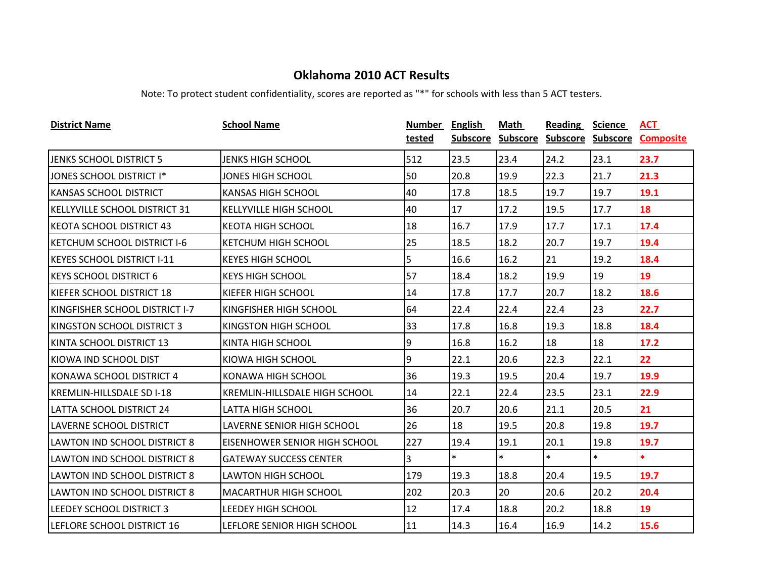# Oklahoma 2010 ACT Results

Note: To protect student confidentiality, scores are reported as "*" for schools with less than 5 ACT testers.

| District Name | School Name | Number tested | English Subscore | Math Subscore | Reading Subscore | Science Subscore | ACT Composite |
|---|---|---|---|---|---|---|---|
| JENKS SCHOOL DISTRICT 5 | JENKS HIGH SCHOOL | 512 | 23.5 | 23.4 | 24.2 | 23.1 | 23.7 |
| JONES SCHOOL DISTRICT I* | JONES HIGH SCHOOL | 50 | 20.8 | 19.9 | 22.3 | 21.7 | 21.3 |
| KANSAS SCHOOL DISTRICT | KANSAS HIGH SCHOOL | 40 | 17.8 | 18.5 | 19.7 | 19.7 | 19.1 |
| KELLYVILLE SCHOOL DISTRICT 31 | KELLYVILLE HIGH SCHOOL | 40 | 17 | 17.2 | 19.5 | 17.7 | 18 |
| KEOTA SCHOOL DISTRICT 43 | KEOTA HIGH SCHOOL | 18 | 16.7 | 17.9 | 17.7 | 17.1 | 17.4 |
| KETCHUM SCHOOL DISTRICT I-6 | KETCHUM HIGH SCHOOL | 25 | 18.5 | 18.2 | 20.7 | 19.7 | 19.4 |
| KEYES SCHOOL DISTRICT I-11 | KEYES HIGH SCHOOL | 5 | 16.6 | 16.2 | 21 | 19.2 | 18.4 |
| KEYS SCHOOL DISTRICT 6 | KEYS HIGH SCHOOL | 57 | 18.4 | 18.2 | 19.9 | 19 | 19 |
| KIEFER SCHOOL DISTRICT 18 | KIEFER HIGH SCHOOL | 14 | 17.8 | 17.7 | 20.7 | 18.2 | 18.6 |
| KINGFISHER SCHOOL DISTRICT I-7 | KINGFISHER HIGH SCHOOL | 64 | 22.4 | 22.4 | 22.4 | 23 | 22.7 |
| KINGSTON SCHOOL DISTRICT 3 | KINGSTON HIGH SCHOOL | 33 | 17.8 | 16.8 | 19.3 | 18.8 | 18.4 |
| KINTA SCHOOL DISTRICT 13 | KINTA HIGH SCHOOL | 9 | 16.8 | 16.2 | 18 | 18 | 17.2 |
| KIOWA IND SCHOOL DIST | KIOWA HIGH SCHOOL | 9 | 22.1 | 20.6 | 22.3 | 22.1 | 22 |
| KONAWA SCHOOL DISTRICT 4 | KONAWA HIGH SCHOOL | 36 | 19.3 | 19.5 | 20.4 | 19.7 | 19.9 |
| KREMLIN-HILLSDALE SD I-18 | KREMLIN-HILLSDALE HIGH SCHOOL | 14 | 22.1 | 22.4 | 23.5 | 23.1 | 22.9 |
| LATTA SCHOOL DISTRICT 24 | LATTA HIGH SCHOOL | 36 | 20.7 | 20.6 | 21.1 | 20.5 | 21 |
| LAVERNE SCHOOL DISTRICT | LAVERNE SENIOR HIGH SCHOOL | 26 | 18 | 19.5 | 20.8 | 19.8 | 19.7 |
| LAWTON IND SCHOOL DISTRICT 8 | EISENHOWER SENIOR HIGH SCHOOL | 227 | 19.4 | 19.1 | 20.1 | 19.8 | 19.7 |
| LAWTON IND SCHOOL DISTRICT 8 | GATEWAY SUCCESS CENTER | 3 | * | * | * | * | * |
| LAWTON IND SCHOOL DISTRICT 8 | LAWTON HIGH SCHOOL | 179 | 19.3 | 18.8 | 20.4 | 19.5 | 19.7 |
| LAWTON IND SCHOOL DISTRICT 8 | MACARTHUR HIGH SCHOOL | 202 | 20.3 | 20 | 20.6 | 20.2 | 20.4 |
| LEEDEY SCHOOL DISTRICT 3 | LEEDEY HIGH SCHOOL | 12 | 17.4 | 18.8 | 20.2 | 18.8 | 19 |
| LEFLORE SCHOOL DISTRICT 16 | LEFLORE SENIOR HIGH SCHOOL | 11 | 14.3 | 16.4 | 16.9 | 14.2 | 15.6 |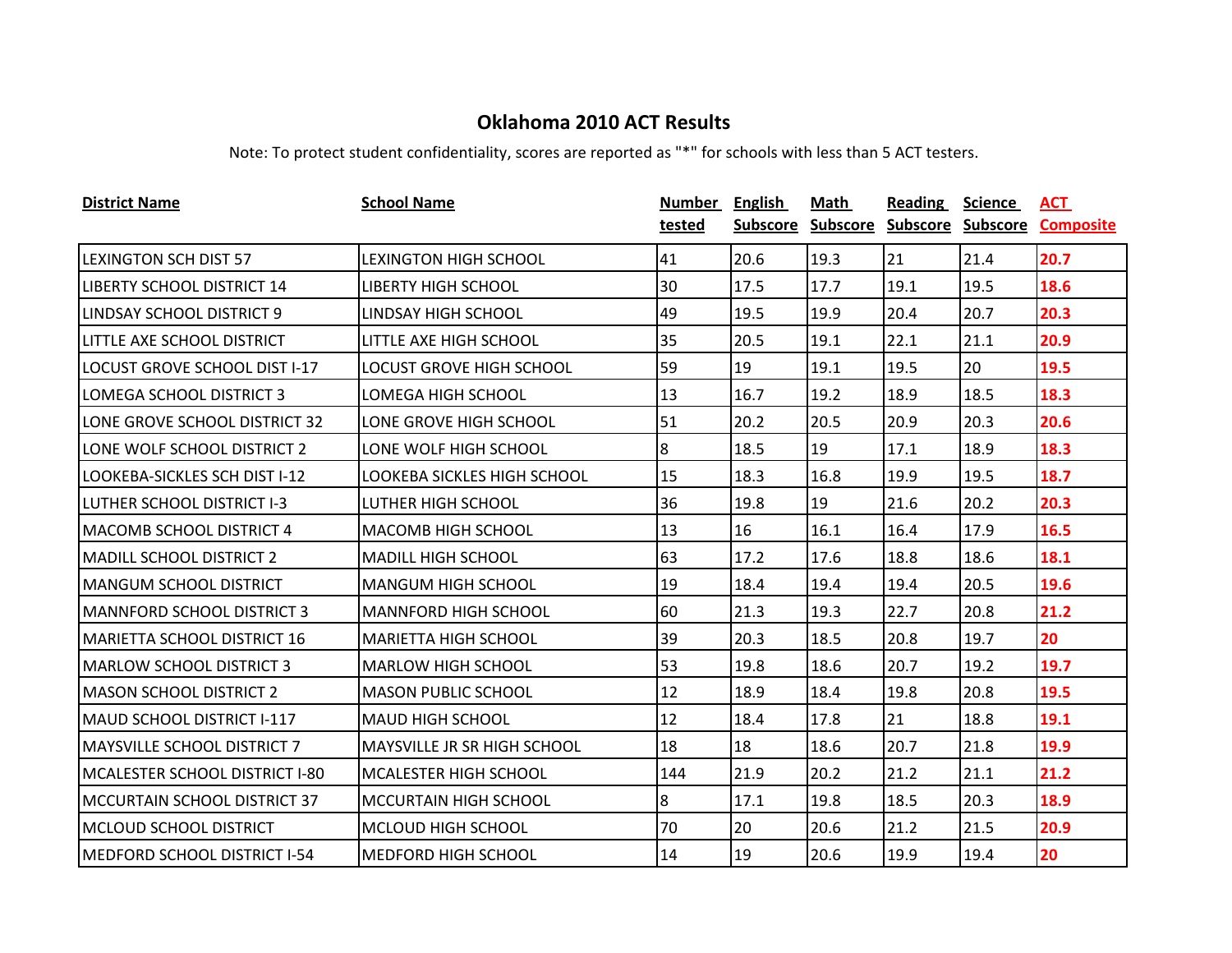# Oklahoma 2010 ACT Results

Note: To protect student confidentiality, scores are reported as "*" for schools with less than 5 ACT testers.

| District Name | School Name | Number tested | English Subscore | Math Subscore | Reading Subscore | Science Subscore | ACT Composite |
|---|---|---|---|---|---|---|---|
| LEXINGTON SCH DIST 57 | LEXINGTON HIGH SCHOOL | 41 | 20.6 | 19.3 | 21 | 21.4 | 20.7 |
| LIBERTY SCHOOL DISTRICT 14 | LIBERTY HIGH SCHOOL | 30 | 17.5 | 17.7 | 19.1 | 19.5 | 18.6 |
| LINDSAY SCHOOL DISTRICT 9 | LINDSAY HIGH SCHOOL | 49 | 19.5 | 19.9 | 20.4 | 20.7 | 20.3 |
| LITTLE AXE SCHOOL DISTRICT | LITTLE AXE HIGH SCHOOL | 35 | 20.5 | 19.1 | 22.1 | 21.1 | 20.9 |
| LOCUST GROVE SCHOOL DIST I-17 | LOCUST GROVE HIGH SCHOOL | 59 | 19 | 19.1 | 19.5 | 20 | 19.5 |
| LOMEGA SCHOOL DISTRICT 3 | LOMEGA HIGH SCHOOL | 13 | 16.7 | 19.2 | 18.9 | 18.5 | 18.3 |
| LONE GROVE SCHOOL DISTRICT 32 | LONE GROVE HIGH SCHOOL | 51 | 20.2 | 20.5 | 20.9 | 20.3 | 20.6 |
| LONE WOLF SCHOOL DISTRICT 2 | LONE WOLF HIGH SCHOOL | 8 | 18.5 | 19 | 17.1 | 18.9 | 18.3 |
| LOOKEBA-SICKLES SCH DIST I-12 | LOOKEBA SICKLES HIGH SCHOOL | 15 | 18.3 | 16.8 | 19.9 | 19.5 | 18.7 |
| LUTHER SCHOOL DISTRICT I-3 | LUTHER HIGH SCHOOL | 36 | 19.8 | 19 | 21.6 | 20.2 | 20.3 |
| MACOMB SCHOOL DISTRICT 4 | MACOMB HIGH SCHOOL | 13 | 16 | 16.1 | 16.4 | 17.9 | 16.5 |
| MADILL SCHOOL DISTRICT 2 | MADILL HIGH SCHOOL | 63 | 17.2 | 17.6 | 18.8 | 18.6 | 18.1 |
| MANGUM SCHOOL DISTRICT | MANGUM HIGH SCHOOL | 19 | 18.4 | 19.4 | 19.4 | 20.5 | 19.6 |
| MANNFORD SCHOOL DISTRICT 3 | MANNFORD HIGH SCHOOL | 60 | 21.3 | 19.3 | 22.7 | 20.8 | 21.2 |
| MARIETTA SCHOOL DISTRICT 16 | MARIETTA HIGH SCHOOL | 39 | 20.3 | 18.5 | 20.8 | 19.7 | 20 |
| MARLOW SCHOOL DISTRICT 3 | MARLOW HIGH SCHOOL | 53 | 19.8 | 18.6 | 20.7 | 19.2 | 19.7 |
| MASON SCHOOL DISTRICT 2 | MASON PUBLIC SCHOOL | 12 | 18.9 | 18.4 | 19.8 | 20.8 | 19.5 |
| MAUD SCHOOL DISTRICT I-117 | MAUD HIGH SCHOOL | 12 | 18.4 | 17.8 | 21 | 18.8 | 19.1 |
| MAYSVILLE SCHOOL DISTRICT 7 | MAYSVILLE JR SR HIGH SCHOOL | 18 | 18 | 18.6 | 20.7 | 21.8 | 19.9 |
| MCALESTER SCHOOL DISTRICT I-80 | MCALESTER HIGH SCHOOL | 144 | 21.9 | 20.2 | 21.2 | 21.1 | 21.2 |
| MCCURTAIN SCHOOL DISTRICT 37 | MCCURTAIN HIGH SCHOOL | 8 | 17.1 | 19.8 | 18.5 | 20.3 | 18.9 |
| MCLOUD SCHOOL DISTRICT | MCLOUD HIGH SCHOOL | 70 | 20 | 20.6 | 21.2 | 21.5 | 20.9 |
| MEDFORD SCHOOL DISTRICT I-54 | MEDFORD HIGH SCHOOL | 14 | 19 | 20.6 | 19.9 | 19.4 | 20 |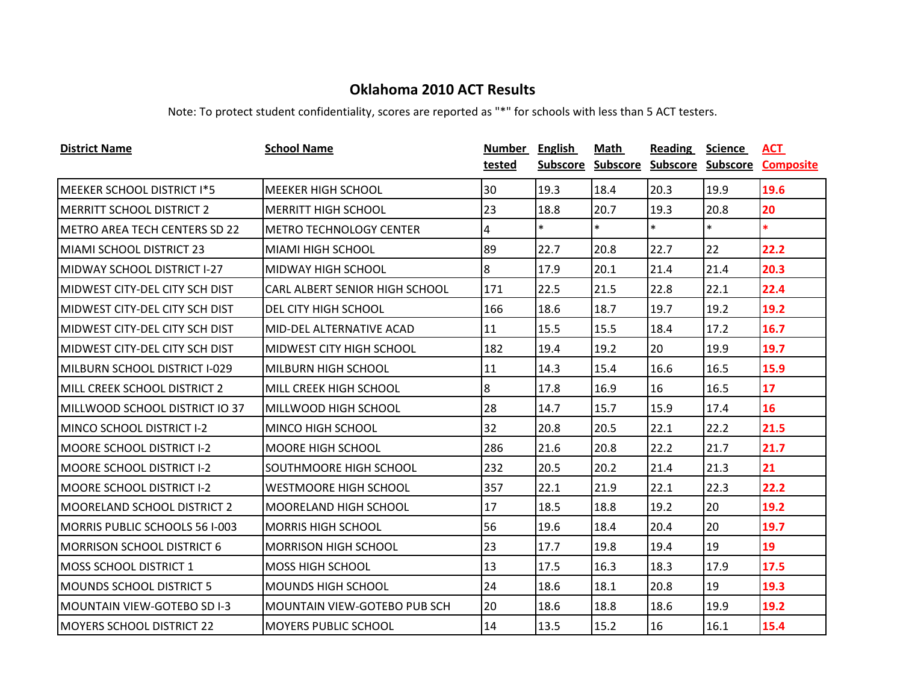# Oklahoma 2010 ACT Results

Note: To protect student confidentiality, scores are reported as "*" for schools with less than 5 ACT testers.

| District Name | School Name | Number tested | English Subscore | Math Subscore | Reading Subscore | Science Subscore | ACT Composite |
|---|---|---|---|---|---|---|---|
| MEEKER SCHOOL DISTRICT I*5 | MEEKER HIGH SCHOOL | 30 | 19.3 | 18.4 | 20.3 | 19.9 | 19.6 |
| MERRITT SCHOOL DISTRICT 2 | MERRITT HIGH SCHOOL | 23 | 18.8 | 20.7 | 19.3 | 20.8 | 20 |
| METRO AREA TECH CENTERS SD 22 | METRO TECHNOLOGY CENTER | 4 | * | * | * | * | * |
| MIAMI SCHOOL DISTRICT 23 | MIAMI HIGH SCHOOL | 89 | 22.7 | 20.8 | 22.7 | 22 | 22.2 |
| MIDWAY SCHOOL DISTRICT I-27 | MIDWAY HIGH SCHOOL | 8 | 17.9 | 20.1 | 21.4 | 21.4 | 20.3 |
| MIDWEST CITY-DEL CITY SCH DIST | CARL ALBERT SENIOR HIGH SCHOOL | 171 | 22.5 | 21.5 | 22.8 | 22.1 | 22.4 |
| MIDWEST CITY-DEL CITY SCH DIST | DEL CITY HIGH SCHOOL | 166 | 18.6 | 18.7 | 19.7 | 19.2 | 19.2 |
| MIDWEST CITY-DEL CITY SCH DIST | MID-DEL ALTERNATIVE ACAD | 11 | 15.5 | 15.5 | 18.4 | 17.2 | 16.7 |
| MIDWEST CITY-DEL CITY SCH DIST | MIDWEST CITY HIGH SCHOOL | 182 | 19.4 | 19.2 | 20 | 19.9 | 19.7 |
| MILBURN SCHOOL DISTRICT I-029 | MILBURN HIGH SCHOOL | 11 | 14.3 | 15.4 | 16.6 | 16.5 | 15.9 |
| MILL CREEK SCHOOL DISTRICT 2 | MILL CREEK HIGH SCHOOL | 8 | 17.8 | 16.9 | 16 | 16.5 | 17 |
| MILLWOOD SCHOOL DISTRICT IO 37 | MILLWOOD HIGH SCHOOL | 28 | 14.7 | 15.7 | 15.9 | 17.4 | 16 |
| MINCO SCHOOL DISTRICT I-2 | MINCO HIGH SCHOOL | 32 | 20.8 | 20.5 | 22.1 | 22.2 | 21.5 |
| MOORE SCHOOL DISTRICT I-2 | MOORE HIGH SCHOOL | 286 | 21.6 | 20.8 | 22.2 | 21.7 | 21.7 |
| MOORE SCHOOL DISTRICT I-2 | SOUTHMOORE HIGH SCHOOL | 232 | 20.5 | 20.2 | 21.4 | 21.3 | 21 |
| MOORE SCHOOL DISTRICT I-2 | WESTMOORE HIGH SCHOOL | 357 | 22.1 | 21.9 | 22.1 | 22.3 | 22.2 |
| MOORELAND SCHOOL DISTRICT 2 | MOORELAND HIGH SCHOOL | 17 | 18.5 | 18.8 | 19.2 | 20 | 19.2 |
| MORRIS PUBLIC SCHOOLS 56 I-003 | MORRIS HIGH SCHOOL | 56 | 19.6 | 18.4 | 20.4 | 20 | 19.7 |
| MORRISON SCHOOL DISTRICT 6 | MORRISON HIGH SCHOOL | 23 | 17.7 | 19.8 | 19.4 | 19 | 19 |
| MOSS SCHOOL DISTRICT 1 | MOSS HIGH SCHOOL | 13 | 17.5 | 16.3 | 18.3 | 17.9 | 17.5 |
| MOUNDS SCHOOL DISTRICT 5 | MOUNDS HIGH SCHOOL | 24 | 18.6 | 18.1 | 20.8 | 19 | 19.3 |
| MOUNTAIN VIEW-GOTEBO SD I-3 | MOUNTAIN VIEW-GOTEBO PUB SCH | 20 | 18.6 | 18.8 | 18.6 | 19.9 | 19.2 |
| MOYERS SCHOOL DISTRICT 22 | MOYERS PUBLIC SCHOOL | 14 | 13.5 | 15.2 | 16 | 16.1 | 15.4 |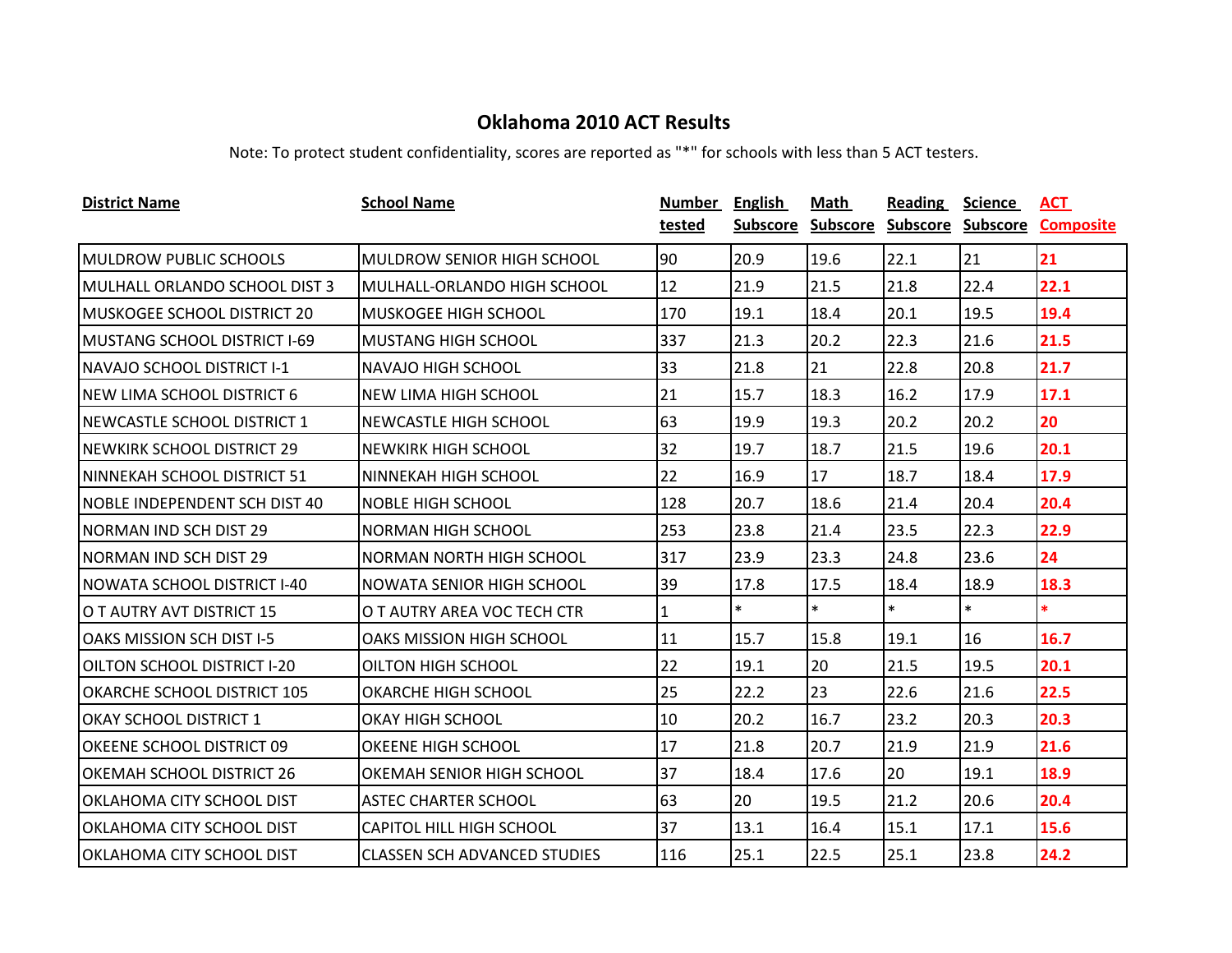# Oklahoma 2010 ACT Results

Note: To protect student confidentiality, scores are reported as "*" for schools with less than 5 ACT testers.

| District Name | School Name | Number tested | English Subscore | Math Subscore | Reading Subscore | Science Subscore | ACT Composite |
|---|---|---|---|---|---|---|---|
| MULDROW PUBLIC SCHOOLS | MULDROW SENIOR HIGH SCHOOL | 90 | 20.9 | 19.6 | 22.1 | 21 | 21 |
| MULHALL ORLANDO SCHOOL DIST 3 | MULHALL-ORLANDO HIGH SCHOOL | 12 | 21.9 | 21.5 | 21.8 | 22.4 | 22.1 |
| MUSKOGEE SCHOOL DISTRICT 20 | MUSKOGEE HIGH SCHOOL | 170 | 19.1 | 18.4 | 20.1 | 19.5 | 19.4 |
| MUSTANG SCHOOL DISTRICT I-69 | MUSTANG HIGH SCHOOL | 337 | 21.3 | 20.2 | 22.3 | 21.6 | 21.5 |
| NAVAJO SCHOOL DISTRICT I-1 | NAVAJO HIGH SCHOOL | 33 | 21.8 | 21 | 22.8 | 20.8 | 21.7 |
| NEW LIMA SCHOOL DISTRICT 6 | NEW LIMA HIGH SCHOOL | 21 | 15.7 | 18.3 | 16.2 | 17.9 | 17.1 |
| NEWCASTLE SCHOOL DISTRICT 1 | NEWCASTLE HIGH SCHOOL | 63 | 19.9 | 19.3 | 20.2 | 20.2 | 20 |
| NEWKIRK SCHOOL DISTRICT 29 | NEWKIRK HIGH SCHOOL | 32 | 19.7 | 18.7 | 21.5 | 19.6 | 20.1 |
| NINNEKAH SCHOOL DISTRICT 51 | NINNEKAH HIGH SCHOOL | 22 | 16.9 | 17 | 18.7 | 18.4 | 17.9 |
| NOBLE INDEPENDENT SCH DIST 40 | NOBLE HIGH SCHOOL | 128 | 20.7 | 18.6 | 21.4 | 20.4 | 20.4 |
| NORMAN IND SCH DIST 29 | NORMAN HIGH SCHOOL | 253 | 23.8 | 21.4 | 23.5 | 22.3 | 22.9 |
| NORMAN IND SCH DIST 29 | NORMAN NORTH HIGH SCHOOL | 317 | 23.9 | 23.3 | 24.8 | 23.6 | 24 |
| NOWATA SCHOOL DISTRICT I-40 | NOWATA SENIOR HIGH SCHOOL | 39 | 17.8 | 17.5 | 18.4 | 18.9 | 18.3 |
| O T AUTRY AVT DISTRICT 15 | O T AUTRY AREA VOC TECH CTR | 1 | * | * | * | * | * |
| OAKS MISSION SCH DIST I-5 | OAKS MISSION HIGH SCHOOL | 11 | 15.7 | 15.8 | 19.1 | 16 | 16.7 |
| OILTON SCHOOL DISTRICT I-20 | OILTON HIGH SCHOOL | 22 | 19.1 | 20 | 21.5 | 19.5 | 20.1 |
| OKARCHE SCHOOL DISTRICT 105 | OKARCHE HIGH SCHOOL | 25 | 22.2 | 23 | 22.6 | 21.6 | 22.5 |
| OKAY SCHOOL DISTRICT 1 | OKAY HIGH SCHOOL | 10 | 20.2 | 16.7 | 23.2 | 20.3 | 20.3 |
| OKEENE SCHOOL DISTRICT 09 | OKEENE HIGH SCHOOL | 17 | 21.8 | 20.7 | 21.9 | 21.9 | 21.6 |
| OKEMAH SCHOOL DISTRICT 26 | OKEMAH SENIOR HIGH SCHOOL | 37 | 18.4 | 17.6 | 20 | 19.1 | 18.9 |
| OKLAHOMA CITY SCHOOL DIST | ASTEC CHARTER SCHOOL | 63 | 20 | 19.5 | 21.2 | 20.6 | 20.4 |
| OKLAHOMA CITY SCHOOL DIST | CAPITOL HILL HIGH SCHOOL | 37 | 13.1 | 16.4 | 15.1 | 17.1 | 15.6 |
| OKLAHOMA CITY SCHOOL DIST | CLASSEN SCH ADVANCED STUDIES | 116 | 25.1 | 22.5 | 25.1 | 23.8 | 24.2 |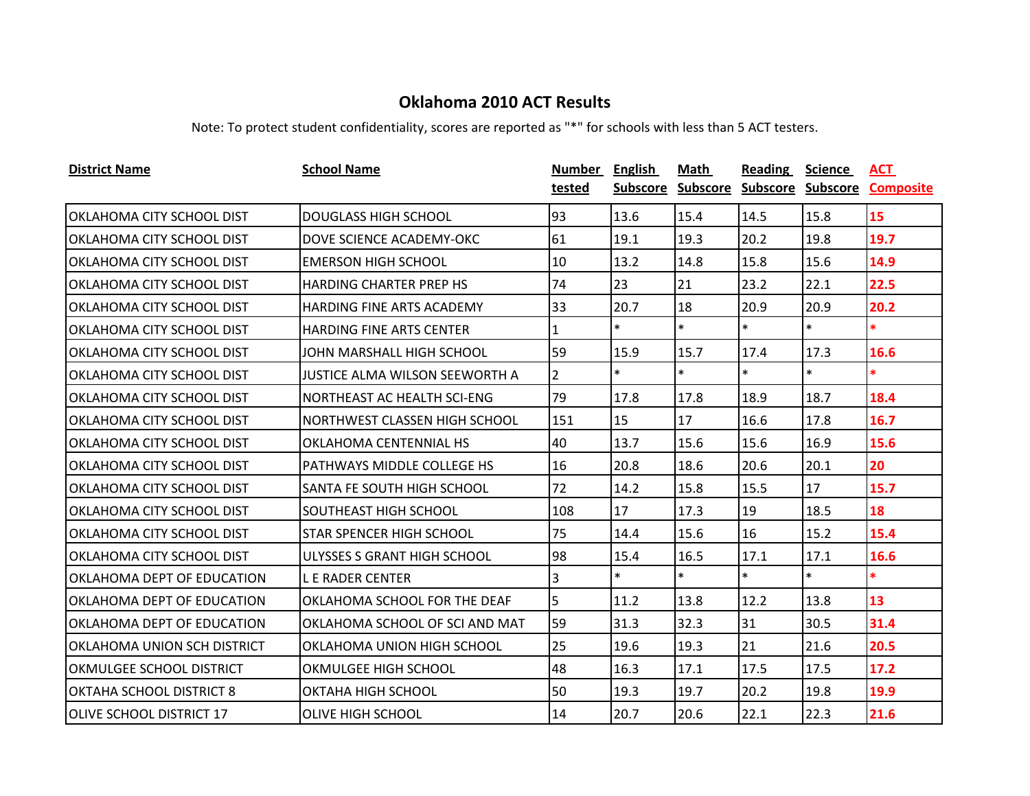# Oklahoma 2010 ACT Results

Note: To protect student confidentiality, scores are reported as "*" for schools with less than 5 ACT testers.

| District Name | School Name | Number tested | English Subscore | Math Subscore | Reading Subscore | Science Subscore | ACT Composite |
|---|---|---|---|---|---|---|---|
| OKLAHOMA CITY SCHOOL DIST | DOUGLASS HIGH SCHOOL | 93 | 13.6 | 15.4 | 14.5 | 15.8 | **15** |
| OKLAHOMA CITY SCHOOL DIST | DOVE SCIENCE ACADEMY-OKC | 61 | 19.1 | 19.3 | 20.2 | 19.8 | **19.7** |
| OKLAHOMA CITY SCHOOL DIST | EMERSON HIGH SCHOOL | 10 | 13.2 | 14.8 | 15.8 | 15.6 | **14.9** |
| OKLAHOMA CITY SCHOOL DIST | HARDING CHARTER PREP HS | 74 | 23 | 21 | 23.2 | 22.1 | **22.5** |
| OKLAHOMA CITY SCHOOL DIST | HARDING FINE ARTS ACADEMY | 33 | 20.7 | 18 | 20.9 | 20.9 | **20.2** |
| OKLAHOMA CITY SCHOOL DIST | HARDING FINE ARTS CENTER | 1 | * | * | * | * | **\*** |
| OKLAHOMA CITY SCHOOL DIST | JOHN MARSHALL HIGH SCHOOL | 59 | 15.9 | 15.7 | 17.4 | 17.3 | **16.6** |
| OKLAHOMA CITY SCHOOL DIST | JUSTICE ALMA WILSON SEEWORTH A | 2 | * | * | * | * | **\*** |
| OKLAHOMA CITY SCHOOL DIST | NORTHEAST AC HEALTH SCI-ENG | 79 | 17.8 | 17.8 | 18.9 | 18.7 | **18.4** |
| OKLAHOMA CITY SCHOOL DIST | NORTHWEST CLASSEN HIGH SCHOOL | 151 | 15 | 17 | 16.6 | 17.8 | **16.7** |
| OKLAHOMA CITY SCHOOL DIST | OKLAHOMA CENTENNIAL HS | 40 | 13.7 | 15.6 | 15.6 | 16.9 | **15.6** |
| OKLAHOMA CITY SCHOOL DIST | PATHWAYS MIDDLE COLLEGE HS | 16 | 20.8 | 18.6 | 20.6 | 20.1 | **20** |
| OKLAHOMA CITY SCHOOL DIST | SANTA FE SOUTH HIGH SCHOOL | 72 | 14.2 | 15.8 | 15.5 | 17 | **15.7** |
| OKLAHOMA CITY SCHOOL DIST | SOUTHEAST HIGH SCHOOL | 108 | 17 | 17.3 | 19 | 18.5 | **18** |
| OKLAHOMA CITY SCHOOL DIST | STAR SPENCER HIGH SCHOOL | 75 | 14.4 | 15.6 | 16 | 15.2 | **15.4** |
| OKLAHOMA CITY SCHOOL DIST | ULYSSES S GRANT HIGH SCHOOL | 98 | 15.4 | 16.5 | 17.1 | 17.1 | **16.6** |
| OKLAHOMA DEPT OF EDUCATION | L E RADER CENTER | 3 | * | * | * | * | **\*** |
| OKLAHOMA DEPT OF EDUCATION | OKLAHOMA SCHOOL FOR THE DEAF | 5 | 11.2 | 13.8 | 12.2 | 13.8 | **13** |
| OKLAHOMA DEPT OF EDUCATION | OKLAHOMA SCHOOL OF SCI AND MAT | 59 | 31.3 | 32.3 | 31 | 30.5 | **31.4** |
| OKLAHOMA UNION SCH DISTRICT | OKLAHOMA UNION HIGH SCHOOL | 25 | 19.6 | 19.3 | 21 | 21.6 | **20.5** |
| OKMULGEE SCHOOL DISTRICT | OKMULGEE HIGH SCHOOL | 48 | 16.3 | 17.1 | 17.5 | 17.5 | **17.2** |
| OKTAHA SCHOOL DISTRICT 8 | OKTAHA HIGH SCHOOL | 50 | 19.3 | 19.7 | 20.2 | 19.8 | **19.9** |
| OLIVE SCHOOL DISTRICT 17 | OLIVE HIGH SCHOOL | 14 | 20.7 | 20.6 | 22.1 | 22.3 | **21.6** |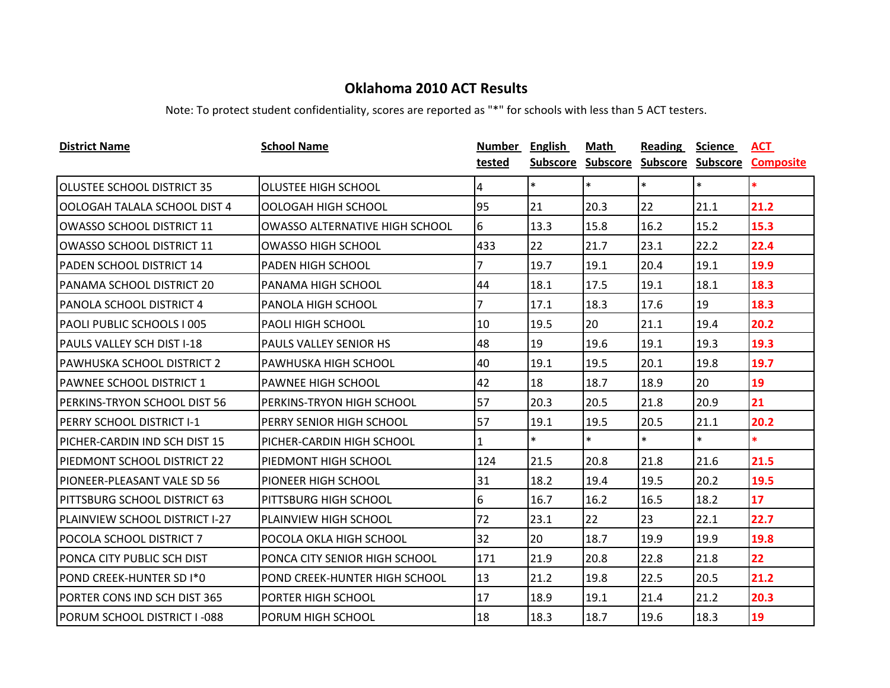## Oklahoma 2010 ACT Results

Note: To protect student confidentiality, scores are reported as "*" for schools with less than 5 ACT testers.

| District Name | School Name | Number tested | English Subscore | Math Subscore | Reading Subscore | Science Subscore | ACT Composite |
|---|---|---|---|---|---|---|---|
| OLUSTEE SCHOOL DISTRICT 35 | OLUSTEE HIGH SCHOOL | 4 | * | * | * | * | * |
| OOLOGAH TALALA SCHOOL DIST 4 | OOLOGAH HIGH SCHOOL | 95 | 21 | 20.3 | 22 | 21.1 | 21.2 |
| OWASSO SCHOOL DISTRICT 11 | OWASSO ALTERNATIVE HIGH SCHOOL | 6 | 13.3 | 15.8 | 16.2 | 15.2 | 15.3 |
| OWASSO SCHOOL DISTRICT 11 | OWASSO HIGH SCHOOL | 433 | 22 | 21.7 | 23.1 | 22.2 | 22.4 |
| PADEN SCHOOL DISTRICT 14 | PADEN HIGH SCHOOL | 7 | 19.7 | 19.1 | 20.4 | 19.1 | 19.9 |
| PANAMA SCHOOL DISTRICT 20 | PANAMA HIGH SCHOOL | 44 | 18.1 | 17.5 | 19.1 | 18.1 | 18.3 |
| PANOLA SCHOOL DISTRICT 4 | PANOLA HIGH SCHOOL | 7 | 17.1 | 18.3 | 17.6 | 19 | 18.3 |
| PAOLI PUBLIC SCHOOLS I 005 | PAOLI HIGH SCHOOL | 10 | 19.5 | 20 | 21.1 | 19.4 | 20.2 |
| PAULS VALLEY SCH DIST I-18 | PAULS VALLEY SENIOR HS | 48 | 19 | 19.6 | 19.1 | 19.3 | 19.3 |
| PAWHUSKA SCHOOL DISTRICT 2 | PAWHUSKA HIGH SCHOOL | 40 | 19.1 | 19.5 | 20.1 | 19.8 | 19.7 |
| PAWNEE SCHOOL DISTRICT 1 | PAWNEE HIGH SCHOOL | 42 | 18 | 18.7 | 18.9 | 20 | 19 |
| PERKINS-TRYON SCHOOL DIST 56 | PERKINS-TRYON HIGH SCHOOL | 57 | 20.3 | 20.5 | 21.8 | 20.9 | 21 |
| PERRY SCHOOL DISTRICT I-1 | PERRY SENIOR HIGH SCHOOL | 57 | 19.1 | 19.5 | 20.5 | 21.1 | 20.2 |
| PICHER-CARDIN IND SCH DIST 15 | PICHER-CARDIN HIGH SCHOOL | 1 | * | * | * | * | * |
| PIEDMONT SCHOOL DISTRICT 22 | PIEDMONT HIGH SCHOOL | 124 | 21.5 | 20.8 | 21.8 | 21.6 | 21.5 |
| PIONEER-PLEASANT VALE SD 56 | PIONEER HIGH SCHOOL | 31 | 18.2 | 19.4 | 19.5 | 20.2 | 19.5 |
| PITTSBURG SCHOOL DISTRICT 63 | PITTSBURG HIGH SCHOOL | 6 | 16.7 | 16.2 | 16.5 | 18.2 | 17 |
| PLAINVIEW SCHOOL DISTRICT I-27 | PLAINVIEW HIGH SCHOOL | 72 | 23.1 | 22 | 23 | 22.1 | 22.7 |
| POCOLA SCHOOL DISTRICT 7 | POCOLA OKLA HIGH SCHOOL | 32 | 20 | 18.7 | 19.9 | 19.9 | 19.8 |
| PONCA CITY PUBLIC SCH DIST | PONCA CITY SENIOR HIGH SCHOOL | 171 | 21.9 | 20.8 | 22.8 | 21.8 | 22 |
| POND CREEK-HUNTER SD I*0 | POND CREEK-HUNTER HIGH SCHOOL | 13 | 21.2 | 19.8 | 22.5 | 20.5 | 21.2 |
| PORTER CONS IND SCH DIST 365 | PORTER HIGH SCHOOL | 17 | 18.9 | 19.1 | 21.4 | 21.2 | 20.3 |
| PORUM SCHOOL DISTRICT I -088 | PORUM HIGH SCHOOL | 18 | 18.3 | 18.7 | 19.6 | 18.3 | 19 |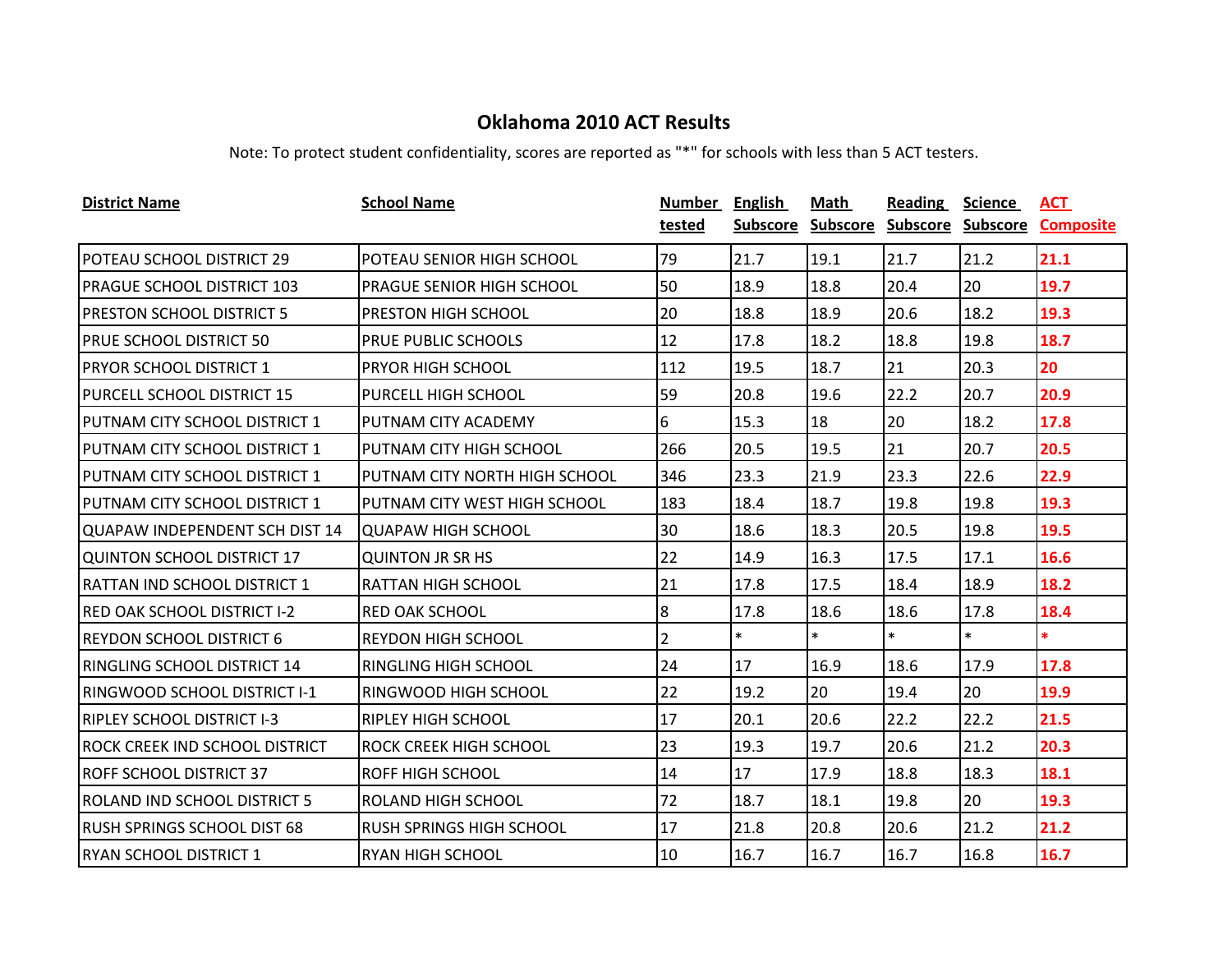# Oklahoma 2010 ACT Results

Note: To protect student confidentiality, scores are reported as "*" for schools with less than 5 ACT testers.

| District Name | School Name | Number tested | English Subscore | Math Subscore | Reading Subscore | Science Subscore | ACT Composite |
|---|---|---|---|---|---|---|---|
| POTEAU SCHOOL DISTRICT 29 | POTEAU SENIOR HIGH SCHOOL | 79 | 21.7 | 19.1 | 21.7 | 21.2 | **21.1** |
| PRAGUE SCHOOL DISTRICT 103 | PRAGUE SENIOR HIGH SCHOOL | 50 | 18.9 | 18.8 | 20.4 | 20 | **19.7** |
| PRESTON SCHOOL DISTRICT 5 | PRESTON HIGH SCHOOL | 20 | 18.8 | 18.9 | 20.6 | 18.2 | **19.3** |
| PRUE SCHOOL DISTRICT 50 | PRUE PUBLIC SCHOOLS | 12 | 17.8 | 18.2 | 18.8 | 19.8 | **18.7** |
| PRYOR SCHOOL DISTRICT 1 | PRYOR HIGH SCHOOL | 112 | 19.5 | 18.7 | 21 | 20.3 | **20** |
| PURCELL SCHOOL DISTRICT 15 | PURCELL HIGH SCHOOL | 59 | 20.8 | 19.6 | 22.2 | 20.7 | **20.9** |
| PUTNAM CITY SCHOOL DISTRICT 1 | PUTNAM CITY ACADEMY | 6 | 15.3 | 18 | 20 | 18.2 | **17.8** |
| PUTNAM CITY SCHOOL DISTRICT 1 | PUTNAM CITY HIGH SCHOOL | 266 | 20.5 | 19.5 | 21 | 20.7 | **20.5** |
| PUTNAM CITY SCHOOL DISTRICT 1 | PUTNAM CITY NORTH HIGH SCHOOL | 346 | 23.3 | 21.9 | 23.3 | 22.6 | **22.9** |
| PUTNAM CITY SCHOOL DISTRICT 1 | PUTNAM CITY WEST HIGH SCHOOL | 183 | 18.4 | 18.7 | 19.8 | 19.8 | **19.3** |
| QUAPAW INDEPENDENT SCH DIST 14 | QUAPAW HIGH SCHOOL | 30 | 18.6 | 18.3 | 20.5 | 19.8 | **19.5** |
| QUINTON SCHOOL DISTRICT 17 | QUINTON JR SR HS | 22 | 14.9 | 16.3 | 17.5 | 17.1 | **16.6** |
| RATTAN IND SCHOOL DISTRICT 1 | RATTAN HIGH SCHOOL | 21 | 17.8 | 17.5 | 18.4 | 18.9 | **18.2** |
| RED OAK SCHOOL DISTRICT I-2 | RED OAK SCHOOL | 8 | 17.8 | 18.6 | 18.6 | 17.8 | **18.4** |
| REYDON SCHOOL DISTRICT 6 | REYDON HIGH SCHOOL | 2 | * | * | * | * | **\*** |
| RINGLING SCHOOL DISTRICT 14 | RINGLING HIGH SCHOOL | 24 | 17 | 16.9 | 18.6 | 17.9 | **17.8** |
| RINGWOOD SCHOOL DISTRICT I-1 | RINGWOOD HIGH SCHOOL | 22 | 19.2 | 20 | 19.4 | 20 | **19.9** |
| RIPLEY SCHOOL DISTRICT I-3 | RIPLEY HIGH SCHOOL | 17 | 20.1 | 20.6 | 22.2 | 22.2 | **21.5** |
| ROCK CREEK IND SCHOOL DISTRICT | ROCK CREEK HIGH SCHOOL | 23 | 19.3 | 19.7 | 20.6 | 21.2 | **20.3** |
| ROFF SCHOOL DISTRICT 37 | ROFF HIGH SCHOOL | 14 | 17 | 17.9 | 18.8 | 18.3 | **18.1** |
| ROLAND IND SCHOOL DISTRICT 5 | ROLAND HIGH SCHOOL | 72 | 18.7 | 18.1 | 19.8 | 20 | **19.3** |
| RUSH SPRINGS SCHOOL DIST 68 | RUSH SPRINGS HIGH SCHOOL | 17 | 21.8 | 20.8 | 20.6 | 21.2 | **21.2** |
| RYAN SCHOOL DISTRICT 1 | RYAN HIGH SCHOOL | 10 | 16.7 | 16.7 | 16.7 | 16.8 | **16.7** |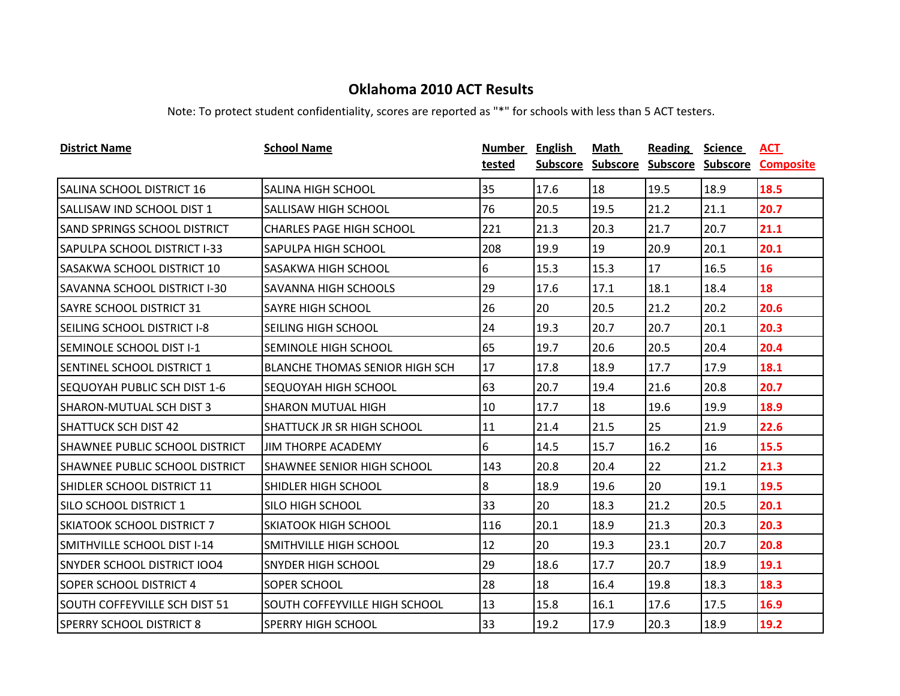# Oklahoma 2010 ACT Results

Note: To protect student confidentiality, scores are reported as "*" for schools with less than 5 ACT testers.

| District Name | School Name | Number tested | English Subscore | Math Subscore | Reading Subscore | Science Subscore | ACT Composite |
|---|---|---|---|---|---|---|---|
| SALINA SCHOOL DISTRICT 16 | SALINA HIGH SCHOOL | 35 | 17.6 | 18 | 19.5 | 18.9 | **18.5** |
| SALLISAW IND SCHOOL DIST 1 | SALLISAW HIGH SCHOOL | 76 | 20.5 | 19.5 | 21.2 | 21.1 | **20.7** |
| SAND SPRINGS SCHOOL DISTRICT | CHARLES PAGE HIGH SCHOOL | 221 | 21.3 | 20.3 | 21.7 | 20.7 | **21.1** |
| SAPULPA SCHOOL DISTRICT I-33 | SAPULPA HIGH SCHOOL | 208 | 19.9 | 19 | 20.9 | 20.1 | **20.1** |
| SASAKWA SCHOOL DISTRICT 10 | SASAKWA HIGH SCHOOL | 6 | 15.3 | 15.3 | 17 | 16.5 | **16** |
| SAVANNA SCHOOL DISTRICT I-30 | SAVANNA HIGH SCHOOLS | 29 | 17.6 | 17.1 | 18.1 | 18.4 | **18** |
| SAYRE SCHOOL DISTRICT 31 | SAYRE HIGH SCHOOL | 26 | 20 | 20.5 | 21.2 | 20.2 | **20.6** |
| SEILING SCHOOL DISTRICT I-8 | SEILING HIGH SCHOOL | 24 | 19.3 | 20.7 | 20.7 | 20.1 | **20.3** |
| SEMINOLE SCHOOL DIST I-1 | SEMINOLE HIGH SCHOOL | 65 | 19.7 | 20.6 | 20.5 | 20.4 | **20.4** |
| SENTINEL SCHOOL DISTRICT 1 | BLANCHE THOMAS SENIOR HIGH SCH | 17 | 17.8 | 18.9 | 17.7 | 17.9 | **18.1** |
| SEQUOYAH PUBLIC SCH DIST 1-6 | SEQUOYAH HIGH SCHOOL | 63 | 20.7 | 19.4 | 21.6 | 20.8 | **20.7** |
| SHARON-MUTUAL SCH DIST 3 | SHARON MUTUAL HIGH | 10 | 17.7 | 18 | 19.6 | 19.9 | **18.9** |
| SHATTUCK SCH DIST 42 | SHATTUCK JR SR HIGH SCHOOL | 11 | 21.4 | 21.5 | 25 | 21.9 | **22.6** |
| SHAWNEE PUBLIC SCHOOL DISTRICT | JIM THORPE ACADEMY | 6 | 14.5 | 15.7 | 16.2 | 16 | **15.5** |
| SHAWNEE PUBLIC SCHOOL DISTRICT | SHAWNEE SENIOR HIGH SCHOOL | 143 | 20.8 | 20.4 | 22 | 21.2 | **21.3** |
| SHIDLER SCHOOL DISTRICT 11 | SHIDLER HIGH SCHOOL | 8 | 18.9 | 19.6 | 20 | 19.1 | **19.5** |
| SILO SCHOOL DISTRICT 1 | SILO HIGH SCHOOL | 33 | 20 | 18.3 | 21.2 | 20.5 | **20.1** |
| SKIATOOK SCHOOL DISTRICT 7 | SKIATOOK HIGH SCHOOL | 116 | 20.1 | 18.9 | 21.3 | 20.3 | **20.3** |
| SMITHVILLE SCHOOL DIST I-14 | SMITHVILLE HIGH SCHOOL | 12 | 20 | 19.3 | 23.1 | 20.7 | **20.8** |
| SNYDER SCHOOL DISTRICT IOO4 | SNYDER HIGH SCHOOL | 29 | 18.6 | 17.7 | 20.7 | 18.9 | **19.1** |
| SOPER SCHOOL DISTRICT 4 | SOPER SCHOOL | 28 | 18 | 16.4 | 19.8 | 18.3 | **18.3** |
| SOUTH COFFEYVILLE SCH DIST 51 | SOUTH COFFEYVILLE HIGH SCHOOL | 13 | 15.8 | 16.1 | 17.6 | 17.5 | **16.9** |
| SPERRY SCHOOL DISTRICT 8 | SPERRY HIGH SCHOOL | 33 | 19.2 | 17.9 | 20.3 | 18.9 | **19.2** |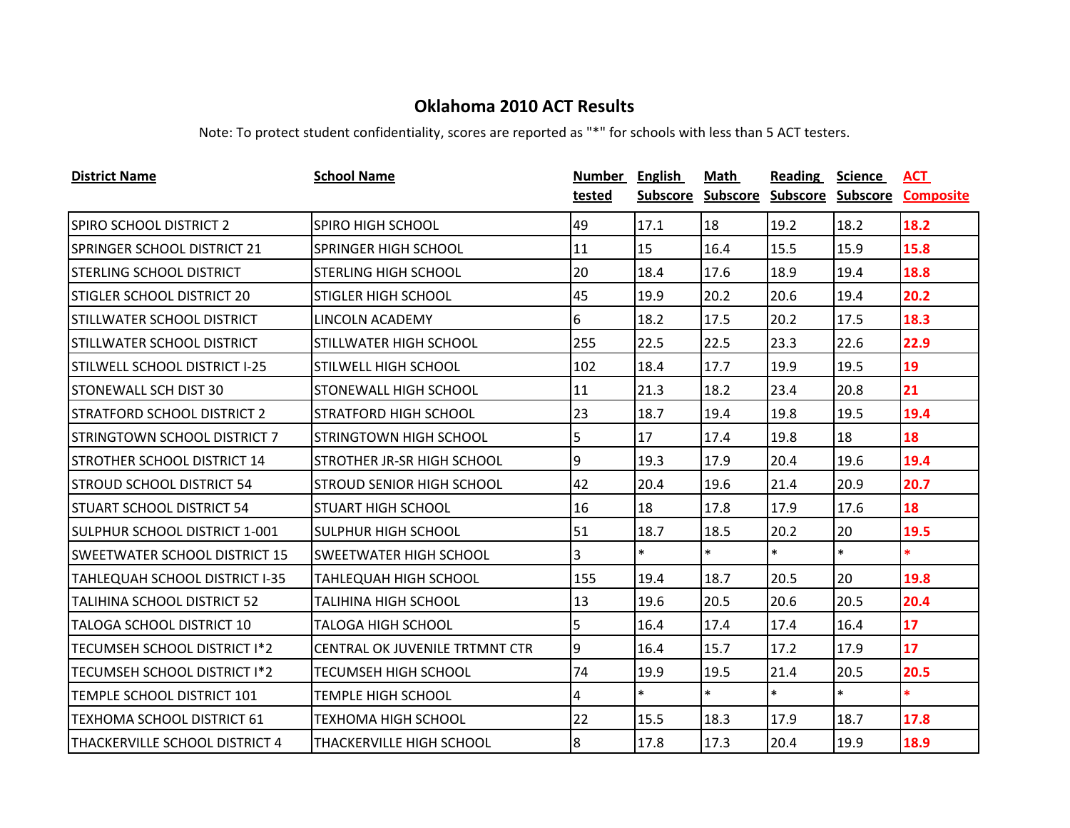# Oklahoma 2010 ACT Results

Note: To protect student confidentiality, scores are reported as "*" for schools with less than 5 ACT testers.

| District Name | School Name | Number tested | English Subscore | Math Subscore | Reading Subscore | Science Subscore | ACT Composite |
|---|---|---|---|---|---|---|---|
| SPIRO SCHOOL DISTRICT 2 | SPIRO HIGH SCHOOL | 49 | 17.1 | 18 | 19.2 | 18.2 | 18.2 |
| SPRINGER SCHOOL DISTRICT 21 | SPRINGER HIGH SCHOOL | 11 | 15 | 16.4 | 15.5 | 15.9 | 15.8 |
| STERLING SCHOOL DISTRICT | STERLING HIGH SCHOOL | 20 | 18.4 | 17.6 | 18.9 | 19.4 | 18.8 |
| STIGLER SCHOOL DISTRICT 20 | STIGLER HIGH SCHOOL | 45 | 19.9 | 20.2 | 20.6 | 19.4 | 20.2 |
| STILLWATER SCHOOL DISTRICT | LINCOLN ACADEMY | 6 | 18.2 | 17.5 | 20.2 | 17.5 | 18.3 |
| STILLWATER SCHOOL DISTRICT | STILLWATER HIGH SCHOOL | 255 | 22.5 | 22.5 | 23.3 | 22.6 | 22.9 |
| STILWELL SCHOOL DISTRICT I-25 | STILWELL HIGH SCHOOL | 102 | 18.4 | 17.7 | 19.9 | 19.5 | 19 |
| STONEWALL SCH DIST 30 | STONEWALL HIGH SCHOOL | 11 | 21.3 | 18.2 | 23.4 | 20.8 | 21 |
| STRATFORD SCHOOL DISTRICT 2 | STRATFORD HIGH SCHOOL | 23 | 18.7 | 19.4 | 19.8 | 19.5 | 19.4 |
| STRINGTOWN SCHOOL DISTRICT 7 | STRINGTOWN HIGH SCHOOL | 5 | 17 | 17.4 | 19.8 | 18 | 18 |
| STROTHER SCHOOL DISTRICT 14 | STROTHER JR-SR HIGH SCHOOL | 9 | 19.3 | 17.9 | 20.4 | 19.6 | 19.4 |
| STROUD SCHOOL DISTRICT 54 | STROUD SENIOR HIGH SCHOOL | 42 | 20.4 | 19.6 | 21.4 | 20.9 | 20.7 |
| STUART SCHOOL DISTRICT 54 | STUART HIGH SCHOOL | 16 | 18 | 17.8 | 17.9 | 17.6 | 18 |
| SULPHUR SCHOOL DISTRICT 1-001 | SULPHUR HIGH SCHOOL | 51 | 18.7 | 18.5 | 20.2 | 20 | 19.5 |
| SWEETWATER SCHOOL DISTRICT 15 | SWEETWATER HIGH SCHOOL | 3 | * | * | * | * | * |
| TAHLEQUAH SCHOOL DISTRICT I-35 | TAHLEQUAH HIGH SCHOOL | 155 | 19.4 | 18.7 | 20.5 | 20 | 19.8 |
| TALIHINA SCHOOL DISTRICT 52 | TALIHINA HIGH SCHOOL | 13 | 19.6 | 20.5 | 20.6 | 20.5 | 20.4 |
| TALOGA SCHOOL DISTRICT 10 | TALOGA HIGH SCHOOL | 5 | 16.4 | 17.4 | 17.4 | 16.4 | 17 |
| TECUMSEH SCHOOL DISTRICT I*2 | CENTRAL OK JUVENILE TRTMNT CTR | 9 | 16.4 | 15.7 | 17.2 | 17.9 | 17 |
| TECUMSEH SCHOOL DISTRICT I*2 | TECUMSEH HIGH SCHOOL | 74 | 19.9 | 19.5 | 21.4 | 20.5 | 20.5 |
| TEMPLE SCHOOL DISTRICT 101 | TEMPLE HIGH SCHOOL | 4 | * | * | * | * | * |
| TEXHOMA SCHOOL DISTRICT 61 | TEXHOMA HIGH SCHOOL | 22 | 15.5 | 18.3 | 17.9 | 18.7 | 17.8 |
| THACKERVILLE SCHOOL DISTRICT 4 | THACKERVILLE HIGH SCHOOL | 8 | 17.8 | 17.3 | 20.4 | 19.9 | 18.9 |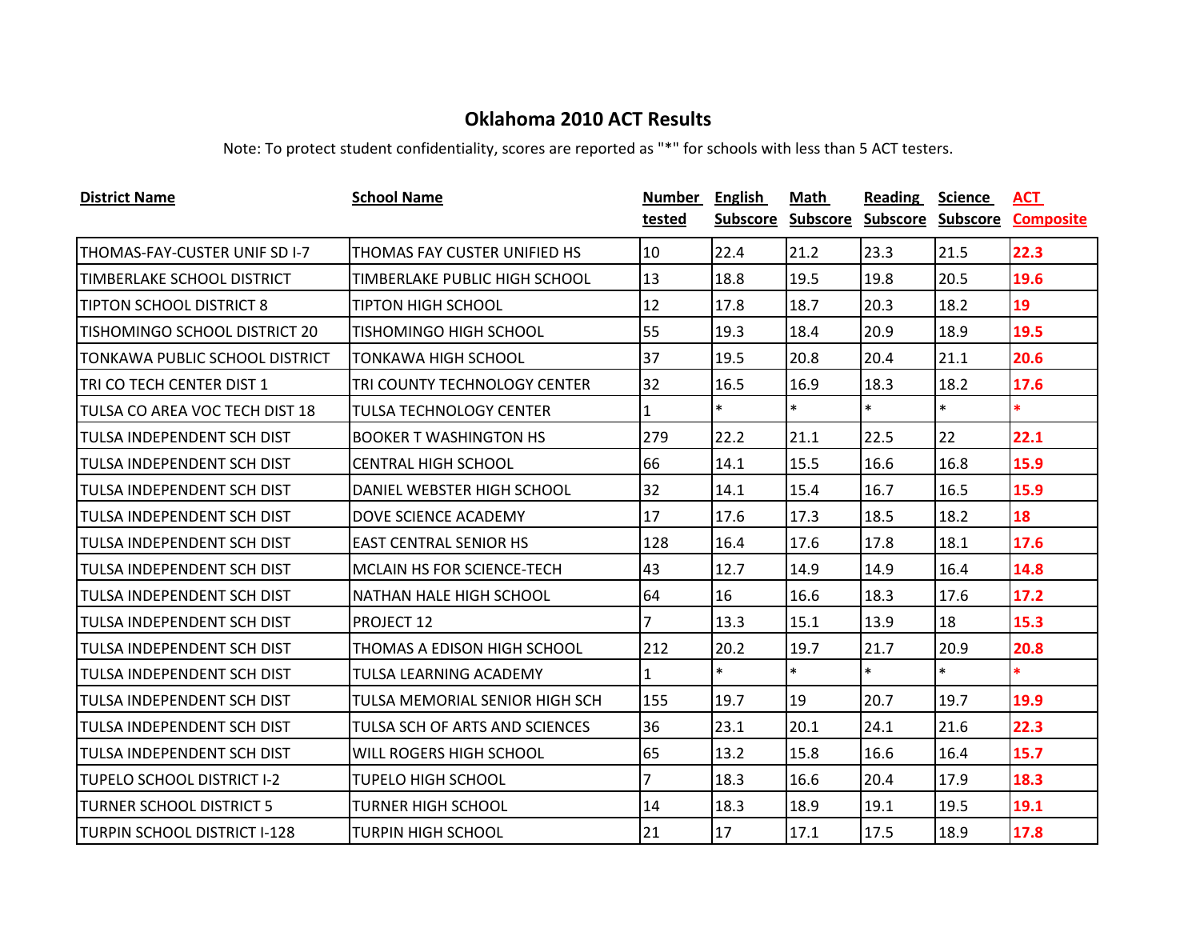# Oklahoma 2010 ACT Results

Note: To protect student confidentiality, scores are reported as "*" for schools with less than 5 ACT testers.

| District Name | School Name | Number tested | English Subscore | Math Subscore | Reading Subscore | Science Subscore | ACT Composite |
|---|---|---|---|---|---|---|---|
| THOMAS-FAY-CUSTER UNIF SD I-7 | THOMAS FAY CUSTER UNIFIED HS | 10 | 22.4 | 21.2 | 23.3 | 21.5 | **22.3** |
| TIMBERLAKE SCHOOL DISTRICT | TIMBERLAKE PUBLIC HIGH SCHOOL | 13 | 18.8 | 19.5 | 19.8 | 20.5 | **19.6** |
| TIPTON SCHOOL DISTRICT 8 | TIPTON HIGH SCHOOL | 12 | 17.8 | 18.7 | 20.3 | 18.2 | **19** |
| TISHOMINGO SCHOOL DISTRICT 20 | TISHOMINGO HIGH SCHOOL | 55 | 19.3 | 18.4 | 20.9 | 18.9 | **19.5** |
| TONKAWA PUBLIC SCHOOL DISTRICT | TONKAWA HIGH SCHOOL | 37 | 19.5 | 20.8 | 20.4 | 21.1 | **20.6** |
| TRI CO TECH CENTER DIST 1 | TRI COUNTY TECHNOLOGY CENTER | 32 | 16.5 | 16.9 | 18.3 | 18.2 | **17.6** |
| TULSA CO AREA VOC TECH DIST 18 | TULSA TECHNOLOGY CENTER | 1 | * | * | * | * | **\*** |
| TULSA INDEPENDENT SCH DIST | BOOKER T WASHINGTON HS | 279 | 22.2 | 21.1 | 22.5 | 22 | **22.1** |
| TULSA INDEPENDENT SCH DIST | CENTRAL HIGH SCHOOL | 66 | 14.1 | 15.5 | 16.6 | 16.8 | **15.9** |
| TULSA INDEPENDENT SCH DIST | DANIEL WEBSTER HIGH SCHOOL | 32 | 14.1 | 15.4 | 16.7 | 16.5 | **15.9** |
| TULSA INDEPENDENT SCH DIST | DOVE SCIENCE ACADEMY | 17 | 17.6 | 17.3 | 18.5 | 18.2 | **18** |
| TULSA INDEPENDENT SCH DIST | EAST CENTRAL SENIOR HS | 128 | 16.4 | 17.6 | 17.8 | 18.1 | **17.6** |
| TULSA INDEPENDENT SCH DIST | MCLAIN HS FOR SCIENCE-TECH | 43 | 12.7 | 14.9 | 14.9 | 16.4 | **14.8** |
| TULSA INDEPENDENT SCH DIST | NATHAN HALE HIGH SCHOOL | 64 | 16 | 16.6 | 18.3 | 17.6 | **17.2** |
| TULSA INDEPENDENT SCH DIST | PROJECT 12 | 7 | 13.3 | 15.1 | 13.9 | 18 | **15.3** |
| TULSA INDEPENDENT SCH DIST | THOMAS A EDISON HIGH SCHOOL | 212 | 20.2 | 19.7 | 21.7 | 20.9 | **20.8** |
| TULSA INDEPENDENT SCH DIST | TULSA LEARNING ACADEMY | 1 | * | * | * | * | **\*** |
| TULSA INDEPENDENT SCH DIST | TULSA MEMORIAL SENIOR HIGH SCH | 155 | 19.7 | 19 | 20.7 | 19.7 | **19.9** |
| TULSA INDEPENDENT SCH DIST | TULSA SCH OF ARTS AND SCIENCES | 36 | 23.1 | 20.1 | 24.1 | 21.6 | **22.3** |
| TULSA INDEPENDENT SCH DIST | WILL ROGERS HIGH SCHOOL | 65 | 13.2 | 15.8 | 16.6 | 16.4 | **15.7** |
| TUPELO SCHOOL DISTRICT I-2 | TUPELO HIGH SCHOOL | 7 | 18.3 | 16.6 | 20.4 | 17.9 | **18.3** |
| TURNER SCHOOL DISTRICT 5 | TURNER HIGH SCHOOL | 14 | 18.3 | 18.9 | 19.1 | 19.5 | **19.1** |
| TURPIN SCHOOL DISTRICT I-128 | TURPIN HIGH SCHOOL | 21 | 17 | 17.1 | 17.5 | 18.9 | **17.8** |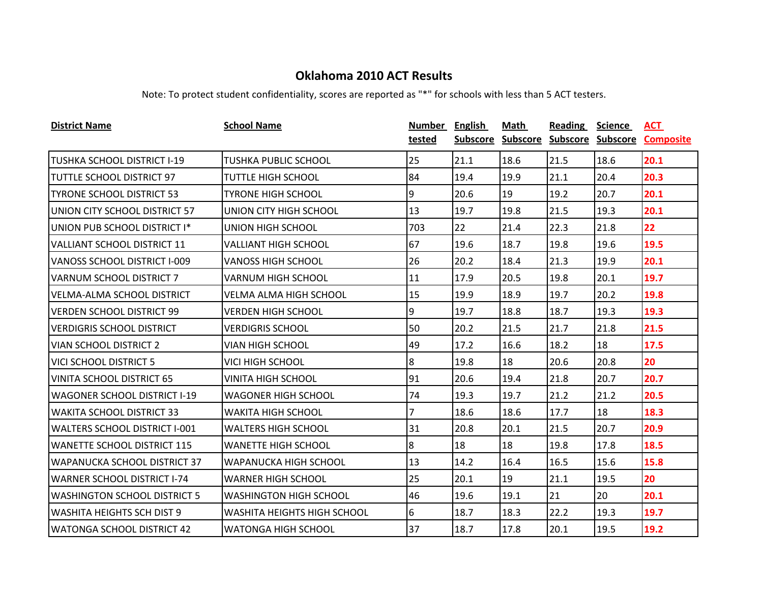# Oklahoma 2010 ACT Results

Note: To protect student confidentiality, scores are reported as "*" for schools with less than 5 ACT testers.

| District Name | School Name | Number tested | English Subscore | Math Subscore | Reading Subscore | Science Subscore | ACT Composite |
|---|---|---|---|---|---|---|---|
| TUSHKA SCHOOL DISTRICT I-19 | TUSHKA PUBLIC SCHOOL | 25 | 21.1 | 18.6 | 21.5 | 18.6 | **20.1** |
| TUTTLE SCHOOL DISTRICT 97 | TUTTLE HIGH SCHOOL | 84 | 19.4 | 19.9 | 21.1 | 20.4 | **20.3** |
| TYRONE SCHOOL DISTRICT 53 | TYRONE HIGH SCHOOL | 9 | 20.6 | 19 | 19.2 | 20.7 | **20.1** |
| UNION CITY SCHOOL DISTRICT 57 | UNION CITY HIGH SCHOOL | 13 | 19.7 | 19.8 | 21.5 | 19.3 | **20.1** |
| UNION PUB SCHOOL DISTRICT I* | UNION HIGH SCHOOL | 703 | 22 | 21.4 | 22.3 | 21.8 | **22** |
| VALLIANT SCHOOL DISTRICT 11 | VALLIANT HIGH SCHOOL | 67 | 19.6 | 18.7 | 19.8 | 19.6 | **19.5** |
| VANOSS SCHOOL DISTRICT I-009 | VANOSS HIGH SCHOOL | 26 | 20.2 | 18.4 | 21.3 | 19.9 | **20.1** |
| VARNUM SCHOOL DISTRICT 7 | VARNUM HIGH SCHOOL | 11 | 17.9 | 20.5 | 19.8 | 20.1 | **19.7** |
| VELMA-ALMA SCHOOL DISTRICT | VELMA ALMA HIGH SCHOOL | 15 | 19.9 | 18.9 | 19.7 | 20.2 | **19.8** |
| VERDEN SCHOOL DISTRICT 99 | VERDEN HIGH SCHOOL | 9 | 19.7 | 18.8 | 18.7 | 19.3 | **19.3** |
| VERDIGRIS SCHOOL DISTRICT | VERDIGRIS SCHOOL | 50 | 20.2 | 21.5 | 21.7 | 21.8 | **21.5** |
| VIAN SCHOOL DISTRICT 2 | VIAN HIGH SCHOOL | 49 | 17.2 | 16.6 | 18.2 | 18 | **17.5** |
| VICI SCHOOL DISTRICT 5 | VICI HIGH SCHOOL | 8 | 19.8 | 18 | 20.6 | 20.8 | **20** |
| VINITA SCHOOL DISTRICT 65 | VINITA HIGH SCHOOL | 91 | 20.6 | 19.4 | 21.8 | 20.7 | **20.7** |
| WAGONER SCHOOL DISTRICT I-19 | WAGONER HIGH SCHOOL | 74 | 19.3 | 19.7 | 21.2 | 21.2 | **20.5** |
| WAKITA SCHOOL DISTRICT 33 | WAKITA HIGH SCHOOL | 7 | 18.6 | 18.6 | 17.7 | 18 | **18.3** |
| WALTERS SCHOOL DISTRICT I-001 | WALTERS HIGH SCHOOL | 31 | 20.8 | 20.1 | 21.5 | 20.7 | **20.9** |
| WANETTE SCHOOL DISTRICT 115 | WANETTE HIGH SCHOOL | 8 | 18 | 18 | 19.8 | 17.8 | **18.5** |
| WAPANUCKA SCHOOL DISTRICT 37 | WAPANUCKA HIGH SCHOOL | 13 | 14.2 | 16.4 | 16.5 | 15.6 | **15.8** |
| WARNER SCHOOL DISTRICT I-74 | WARNER HIGH SCHOOL | 25 | 20.1 | 19 | 21.1 | 19.5 | **20** |
| WASHINGTON SCHOOL DISTRICT 5 | WASHINGTON HIGH SCHOOL | 46 | 19.6 | 19.1 | 21 | 20 | **20.1** |
| WASHITA HEIGHTS SCH DIST 9 | WASHITA HEIGHTS HIGH SCHOOL | 6 | 18.7 | 18.3 | 22.2 | 19.3 | **19.7** |
| WATONGA SCHOOL DISTRICT 42 | WATONGA HIGH SCHOOL | 37 | 18.7 | 17.8 | 20.1 | 19.5 | **19.2** |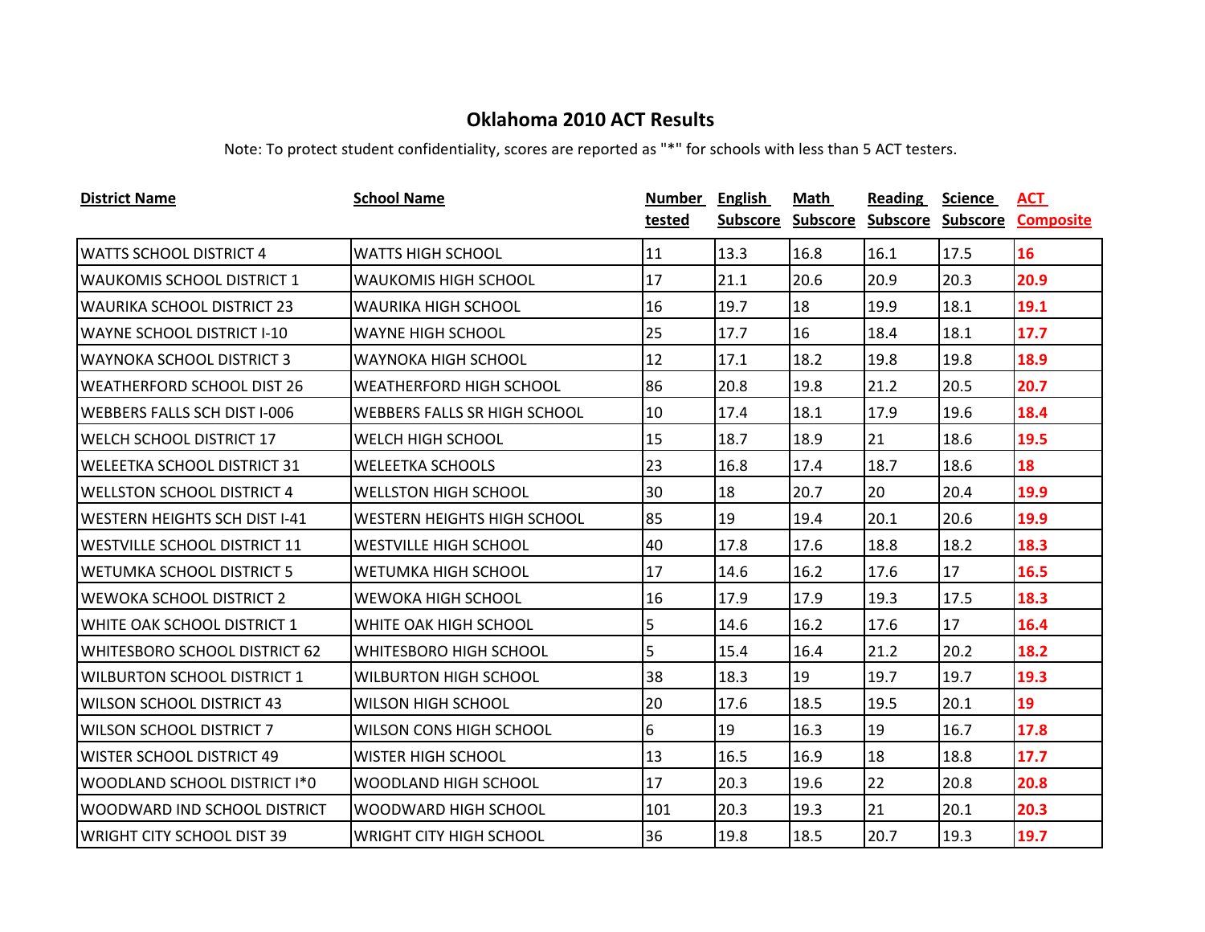## Oklahoma 2010 ACT Results

Note: To protect student confidentiality, scores are reported as "*" for schools with less than 5 ACT testers.

| District Name | School Name | Number tested | English Subscore | Math Subscore | Reading Subscore | Science Subscore | ACT Composite |
|---|---|---|---|---|---|---|---|
| WATTS SCHOOL DISTRICT 4 | WATTS HIGH SCHOOL | 11 | 13.3 | 16.8 | 16.1 | 17.5 | 16 |
| WAUKOMIS SCHOOL DISTRICT 1 | WAUKOMIS HIGH SCHOOL | 17 | 21.1 | 20.6 | 20.9 | 20.3 | 20.9 |
| WAURIKA SCHOOL DISTRICT 23 | WAURIKA HIGH SCHOOL | 16 | 19.7 | 18 | 19.9 | 18.1 | 19.1 |
| WAYNE SCHOOL DISTRICT I-10 | WAYNE HIGH SCHOOL | 25 | 17.7 | 16 | 18.4 | 18.1 | 17.7 |
| WAYNOKA SCHOOL DISTRICT 3 | WAYNOKA HIGH SCHOOL | 12 | 17.1 | 18.2 | 19.8 | 19.8 | 18.9 |
| WEATHERFORD SCHOOL DIST 26 | WEATHERFORD HIGH SCHOOL | 86 | 20.8 | 19.8 | 21.2 | 20.5 | 20.7 |
| WEBBERS FALLS SCH DIST I-006 | WEBBERS FALLS SR HIGH SCHOOL | 10 | 17.4 | 18.1 | 17.9 | 19.6 | 18.4 |
| WELCH SCHOOL DISTRICT 17 | WELCH HIGH SCHOOL | 15 | 18.7 | 18.9 | 21 | 18.6 | 19.5 |
| WELEETKA SCHOOL DISTRICT 31 | WELEETKA SCHOOLS | 23 | 16.8 | 17.4 | 18.7 | 18.6 | 18 |
| WELLSTON SCHOOL DISTRICT 4 | WELLSTON HIGH SCHOOL | 30 | 18 | 20.7 | 20 | 20.4 | 19.9 |
| WESTERN HEIGHTS SCH DIST I-41 | WESTERN HEIGHTS HIGH SCHOOL | 85 | 19 | 19.4 | 20.1 | 20.6 | 19.9 |
| WESTVILLE SCHOOL DISTRICT 11 | WESTVILLE HIGH SCHOOL | 40 | 17.8 | 17.6 | 18.8 | 18.2 | 18.3 |
| WETUMKA SCHOOL DISTRICT 5 | WETUMKA HIGH SCHOOL | 17 | 14.6 | 16.2 | 17.6 | 17 | 16.5 |
| WEWOKA SCHOOL DISTRICT 2 | WEWOKA HIGH SCHOOL | 16 | 17.9 | 17.9 | 19.3 | 17.5 | 18.3 |
| WHITE OAK SCHOOL DISTRICT 1 | WHITE OAK HIGH SCHOOL | 5 | 14.6 | 16.2 | 17.6 | 17 | 16.4 |
| WHITESBORO SCHOOL DISTRICT 62 | WHITESBORO HIGH SCHOOL | 5 | 15.4 | 16.4 | 21.2 | 20.2 | 18.2 |
| WILBURTON SCHOOL DISTRICT 1 | WILBURTON HIGH SCHOOL | 38 | 18.3 | 19 | 19.7 | 19.7 | 19.3 |
| WILSON SCHOOL DISTRICT 43 | WILSON HIGH SCHOOL | 20 | 17.6 | 18.5 | 19.5 | 20.1 | 19 |
| WILSON SCHOOL DISTRICT 7 | WILSON CONS HIGH SCHOOL | 6 | 19 | 16.3 | 19 | 16.7 | 17.8 |
| WISTER SCHOOL DISTRICT 49 | WISTER HIGH SCHOOL | 13 | 16.5 | 16.9 | 18 | 18.8 | 17.7 |
| WOODLAND SCHOOL DISTRICT I*0 | WOODLAND HIGH SCHOOL | 17 | 20.3 | 19.6 | 22 | 20.8 | 20.8 |
| WOODWARD IND SCHOOL DISTRICT | WOODWARD HIGH SCHOOL | 101 | 20.3 | 19.3 | 21 | 20.1 | 20.3 |
| WRIGHT CITY SCHOOL DIST 39 | WRIGHT CITY HIGH SCHOOL | 36 | 19.8 | 18.5 | 20.7 | 19.3 | 19.7 |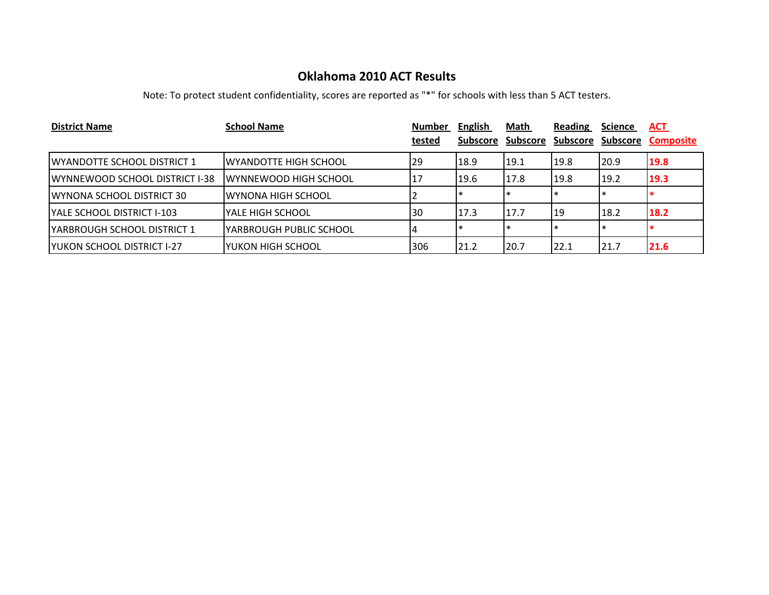## Oklahoma 2010 ACT Results

Note: To protect student confidentiality, scores are reported as "*" for schools with less than 5 ACT testers.

| District Name | School Name | Number tested | English Subscore | Math Subscore | Reading Subscore | Science Subscore | ACT Composite |
|---|---|---|---|---|---|---|---|
| WYANDOTTE SCHOOL DISTRICT 1 | WYANDOTTE HIGH SCHOOL | 29 | 18.9 | 19.1 | 19.8 | 20.9 | **19.8** |
| WYNNEWOOD SCHOOL DISTRICT I-38 | WYNNEWOOD HIGH SCHOOL | 17 | 19.6 | 17.8 | 19.8 | 19.2 | **19.3** |
| WYNONA SCHOOL DISTRICT 30 | WYNONA HIGH SCHOOL | 2 | * | * | * | * | **\*** |
| YALE SCHOOL DISTRICT I-103 | YALE HIGH SCHOOL | 30 | 17.3 | 17.7 | 19 | 18.2 | **18.2** |
| YARBROUGH SCHOOL DISTRICT 1 | YARBROUGH PUBLIC SCHOOL | 4 | * | * | * | * | **\*** |
| YUKON SCHOOL DISTRICT I-27 | YUKON HIGH SCHOOL | 306 | 21.2 | 20.7 | 22.1 | 21.7 | **21.6** |